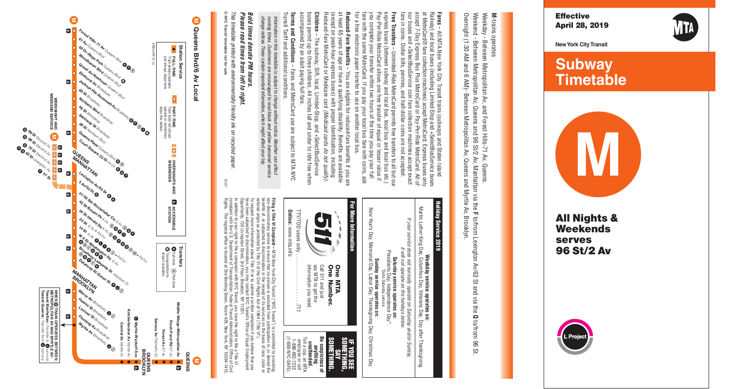# Subway Timetable

**Effective April 28, 2019**

**New York City Transit**

# M

**All Nights & Weekends serves 96 St/2 Av**

L Project

## M-trains operate

Weekday - Between Metropolitan Av, and Forest Hills-71 Av, Queens.

Weekend - Between Metropolitan Av, Queens and 96 St/2 Av, Manhattan via the F to/from Lexington Av/63 St and via the Q to/from 96 St.

Overnight (1:30 AM and 6 AM)- Between Metropolitan Av, Queens and Myrtle Av, Brooklyn.

**Fares** – All MTA New York City Transit trains (subways and Staten Island Railway) and local buses (including Limited-Stop and +SelectBusService buses at MetroCard® fare collection machines) accept MetroCard. Express buses only accept 7-Day Express Bus Plus MetroCard or Pay-Per-Ride MetroCard. All of our buses and +SelectBusService coin fare collection machines accept exact fare in coins. Dollar bills, pennies, and half-dollar coins are not accepted.

**Free Transfers** – Unlimited-Ride MetroCard permits free transfers to all but our express buses (between subway and local bus, local bus and local bus etc.) Pay-Per-Ride MetroCard allows one free transfer of equal or lesser value if you complete your transfer within two hours of the time you pay your full fare with the same MetroCard. If you pay your local bus fare with coins, ask for a free electronic paper transfer to use on another local bus.

**Reduced-Fare Benefits** – You are eligible for reduced-fare benefits if you are at least 65 years of age or have a qualifying disability. Benefits are available (except on peak-hour express buses) with proper identification, including Reduced-Fare MetroCard or Medicare card *(Medicaid cards do not qualify)*.

**Children** – The subway, SIR, local, Limited-Stop, and +SelectBusService buses permit up to three children, 44 inches tall and under to ride free when accompanied by an adult paying full fare.

**Terms and Conditions** – Fares and MetroCard use are subject to MTA NYC Transit Tariff and additional conditions.

*Information in this timetable is subject to change without notice. Weather can affect running times. Customers are encouraged to read black and yellow-bannered service change notices. These contain important information, which might affect your trip.*

***Bold times denote PM hours.***
***Please read times from left to right.***

*This timetable printed with environmentally friendly ink on recycled paper.*

© NYC Transit timetable not for sale

## Holiday Service 2019

**Weekday service operates on:**
Martin Luther King Day, Columbus Day, Veterans Day, Day after Thanksgiving.

*If your service does not normally operate on Saturday and/or Sunday, it will not operate on the holidays below:*

**Saturday service operates on:**
Presidents Day, Independence Day*.
*Extra Saturday service.

**Sunday service operates on:**
New Year's Day, Memorial Day, Labor Day, Thanksgiving Day, Christmas Day.

## For More Information

**511** **One MTA One Number.** Call 511 and just say MTA to get the information you need.

TTY/TDD users only . . . . . . . . . . . . . . . . . 711

**Online:** www.mta.info

**IF YOU SEE SOMETHING, SAY SOMETHING.**
**Be suspicious of anything unattended.** Tell a cop, an MTA employee or call 1-888-692-7233 (1-888-NYC-SAFE).

**Filing a Title VI Complaint** – MTA New York City Transit ("NYC Transit") is committed to providing non-discriminatory service to ensure that no person is excluded from participation in or denied the benefits of, or subjected to discrimination in the receipt of its services on the basis of race, color or national origin as protected by Title VI of the Civil Rights Act of 1964 ("Title VI"). To request more information about Title VI or to submit a written complaint if you believe that you have been subjected to discrimination, you may contact NYC Transit's Office of Equal Employment Opportunity, 130 Livingston Street, 3rd Floor, Brooklyn, NY 11201. In addition to your right to file a complaint with NYC Transit, you have the right to file a Title VI complaint with the U.S. Department of Transportation, Federal Transit Administration, Office of Civil Rights. The regional office is located at One Bowling Green, Room 429, New York, NY 10004-1415.

## M Queens Blvd/6 Av Local

**Station Service**
- ● FULL-TIME: Trains always operate and always stop here.
- ○ PART-TIME: Trains do not always operate or sometimes skip this station.
- OVERNIGHTS AND WEEKENDS
- ACCESSIBLE STATION

**Transfers**
- Full-time / Part-time
- Transportation to airport available.

**QUEENS**
- Forest Hills-71 Av *Queens Blvd*
- 67 Av *Queens Blvd*
- 63 Dr-Rego Park *Queens Blvd*
- Woodhaven Blvd *Queens Blvd*
- Grand Av-Newtown *Queens Blvd*
- Elmhurst Av *Broadway*
- Jackson Hts-Roosevelt Av *Broadway*
- 65 St *Broadway*
- Northern Blvd *Broadway*
- 46 St *Broadway*
- Steinway St *Broadway*
- 36 St *Northern Blvd*
- Queens Plaza *Queens Blvd*
- Court Square-23 St *44 Dr*

**QUEENS / MANHATTAN**
- Lexington Av/53 St
- 5 Av/53 St
- 47-50 Sts-Rockefeller Ctr *6 Av*
- 42 St-Bryant Pk *6 Av*
- 34 St-Herald Sq *6 Av*
- 23 St *6 Av* • PATH
- 14 St *6 Av* • PATH
- W 4 St-Washington Sq *6 Av*
- Broadway-Lafayette St *Houston St*
- Delancey St-Essex St

**MANHATTAN / BROOKLYN**
- Marcy Av *Broadway*
- Hewes St *Broadway*
- Lorimer St *Broadway*
- Flushing Av *Broadway*
- Myrtle Av *Broadway*

**WEEKNIGHT AND WEEKEND SERVICE**
- 96 St *Second Av*
- 86 St *Second Av*
- 72 St *Second Av*
- 63 St *Lexington Av*
- 57 St

**QUEENS / BROOKLYN**
- Middle Village-Metropolitan Av
- Fresh Pond Rd *67 Av*
- Forest Av *67 Av*
- Seneca Av *Palmetto St*
- Myrtle-Wyckoff Avs
- Knickerbocker Av *Myrtle Av*
- Central Av *Myrtle Av*

**WHEN M TRAIN OPERATES BETWEEN METROPOLITAN AV AND MYRTLE AV:**
**Toward Manhattan:** Transfer to J service
**Toward Queens:** Transfer from J service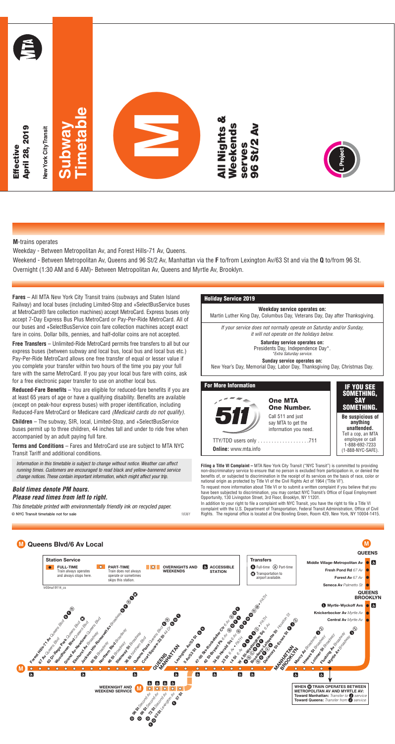# Subway Timetable

Effective April 28, 2019

New York City Transit

# M

All Nights & Weekends serves 96 St/2 Av

L Project

**M**-trains operates

Weekday - Between Metropolitan Av, and Forest Hills-71 Av, Queens.

Weekend - Between Metropolitan Av, Queens and 96 St/2 Av, Manhattan via the **F** to/from Lexington Av/63 St and via the **Q** to/from 96 St.

Overnight (1:30 AM and 6 AM)- Between Metropolitan Av, Queens and Myrtle Av, Brooklyn.

**Fares** – All MTA New York City Transit trains (subways and Staten Island Railway) and local buses (including Limited-Stop and +SelectBusService buses at MetroCard® fare collection machines) accept MetroCard. Express buses only accept 7-Day Express Bus Plus MetroCard or Pay-Per-Ride MetroCard. All of our buses and +SelectBusService coin fare collection machines accept exact fare in coins. Dollar bills, pennies, and half-dollar coins are not accepted.

**Free Transfers** – Unlimited-Ride MetroCard permits free transfers to all but our express buses (between subway and local bus, local bus and local bus etc.) Pay-Per-Ride MetroCard allows one free transfer of equal or lesser value if you complete your transfer within two hours of the time you pay your full fare with the same MetroCard. If you pay your local bus fare with coins, ask for a free electronic paper transfer to use on another local bus.

**Reduced-Fare Benefits** – You are eligible for reduced-fare benefits if you are at least 65 years of age or have a qualifying disability. Benefits are available (except on peak-hour express buses) with proper identification, including Reduced-Fare MetroCard or Medicare card *(Medicaid cards do not qualify)*.

**Children** – The subway, SIR, local, Limited-Stop, and +SelectBusService buses permit up to three children, 44 inches tall and under to ride free when accompanied by an adult paying full fare.

**Terms and Conditions** – Fares and MetroCard use are subject to MTA NYC Transit Tariff and additional conditions.

*Information in this timetable is subject to change without notice. Weather can affect running times. Customers are encouraged to read black and yellow-bannered service change notices. These contain important information, which might affect your trip.*

***Bold times denote PM hours.***
***Please read times from left to right.***

*This timetable printed with environmentally friendly ink on recycled paper.*

© NYC Transit timetable not for sale 18361

## Holiday Service 2019

**Weekday service operates on:**
Martin Luther King Day, Columbus Day, Veterans Day, Day after Thanksgiving.

*If your service does not normally operate on Saturday and/or Sunday, it will not operate on the holidays below.*

**Saturday service operates on:**
Presidents Day, Independence Day*.
*Extra Saturday service.

**Sunday service operates on:**
New Year's Day, Memorial Day, Labor Day, Thanksgiving Day, Christmas Day.

## For More Information

**511 One MTA One Number.**
Call 511 and just say MTA to get the information you need.

TTY/TDD users only ...................711

**Online:** www.mta.info

**IF YOU SEE SOMETHING, SAY SOMETHING.**
**Be suspicious of anything unattended.**
Tell a cop, an MTA employee or call 1-888-692-7233 (1-888-NYC-SAFE).

**Filing a Title VI Complaint –** MTA New York City Transit ("NYC Transit") is committed to providing non-discriminatory service to ensure that no person is excluded from participation in, or denied the benefits of, or subjected to discrimination in the receipt of its services on the basis of race, color or national origin as protected by Title VI of the Civil Rights Act of 1964 ("Title VI").
To request more information about Title VI or to submit a written complaint if you believe that you have been subjected to discrimination, you may contact NYC Transit's Office of Equal Employment Opportunity, 130 Livingston Street, 3rd Floor, Brooklyn, NY 11201.
In addition to your right to file a complaint with NYC Transit, you have the right to file a Title VI complaint with the U.S. Department of Transportation, Federal Transit Administration, Office of Civil Rights. The regional office is located at One Bowling Green, Room 429, New York, NY 10004-1415.

## M Queens Blvd/6 Av Local

**Station Service**
- FULL-TIME: Train always operates and always stops here.
- PART-TIME: Train does not always operate or sometimes skips this station.
- OVERNIGHTS AND WEEKENDS
- ACCESSIBLE STATION

**Transfers**
- Full-time / Part-time
- Transportation to airport available.

**QUEENS**
- Forest Hills-71 Av *Queens Blvd*
- 67 Av *Queens Blvd*
- 63 Dr-Rego Park *Queens Blvd*
- Woodhaven Blvd *Queens Blvd*
- Grand Av-Newtown *Queens Blvd*
- Elmhurst Av *Broadway*
- Jackson Hts-Roosevelt Av *Broadway*
- 65 St *Broadway*
- Northern Blvd *Broadway*
- 46 St *Broadway*
- Steinway St *Broadway*
- 36 St *Northern Blvd*
- Queens Plaza *Queens Blvd*
- Court Square-23 St *44 Dr*

**QUEENS / MANHATTAN**
- Lexington Av/53 St
- 5 Av/53 St
- 47-50 Sts-Rockefeller Ctr *6 Av*
- 42 St-Bryant Pk *6 Av*
- 34 St-Herald Sq *6 Av*
- 23 St *6 Av* • PATH
- 14 St *6 Av* • PATH
- W 4 St-Washington Sq *6 Av*
- Broadway-Lafayette St *Houston St*
- Delancey St-Essex St

**MANHATTAN / BROOKLYN**
- Marcy Av *Broadway*
- Hewes St *Broadway*
- Lorimer St *Broadway*
- Flushing Av *Broadway*
- Myrtle Av *Broadway*

**WEEKNIGHT AND WEEKEND SERVICE**
- 96 St *Second Av*
- 86 St *Second Av*
- 72 St *Second Av*
- 63 St-Lexington Av
- 57 St

**QUEENS**
- Middle Village-Metropolitan Av
- Fresh Pond Rd *67 Av*
- Forest Av *67 Av*
- Seneca Av *Palmetto St*

**QUEENS / BROOKLYN**
- Myrtle-Wyckoff Avs
- Knickerbocker Av *Myrtle Av*
- Central Av *Myrtle Av*

**WHEN M TRAIN OPERATES BETWEEN METROPOLITAN AV AND MYRTLE AV:**
**Toward Manhattan:** *Transfer to J service*
**Toward Queens:** *Transfer from J service*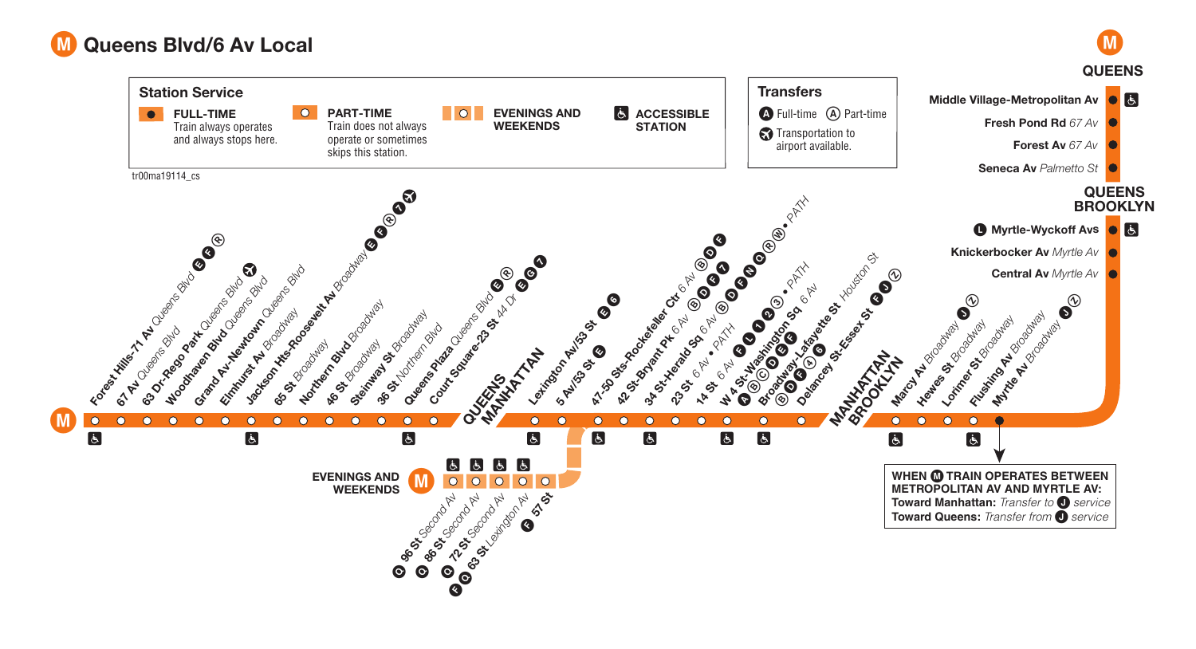# M Queens Blvd/6 Av Local

## Station Service

- **FULL-TIME** — Train always operates and always stops here.
- **PART-TIME** — Train does not always operate or sometimes skips this station.
- **EVENINGS AND WEEKENDS**
- **ACCESSIBLE STATION**

## Transfers

- A Full-time
- (A) Part-time
- Transportation to airport available.

tr00ma19114_cs

## QUEENS

- Forest Hills-71 Av *Queens Blvd* — E F R (accessible)
- 67 Av *Queens Blvd*
- 63 Dr-Rego Park *Queens Blvd*
- Woodhaven Blvd *Queens Blvd* — airport
- Grand Av-Newtown *Queens Blvd*
- Elmhurst Av *Broadway*
- Jackson Hts-Roosevelt Av *Broadway* — E F R 7 airport (accessible)
- 65 St *Broadway*
- Northern Blvd *Broadway*
- 46 St *Broadway*
- Steinway St *Broadway*
- 36 St *Northern Blvd*
- Queens Plaza *Queens Blvd* — E R (accessible)
- Court Square-23 St *44 Dr* — E G 7

## MANHATTAN

- Lexington Av/53 St — E 6 (accessible)
- 5 Av/53 St — E
- 47-50 Sts-Rockefeller Ctr *6 Av* — B D F (accessible)
- 42 St-Bryant Pk *6 Av* — B D F 7
- 34 St-Herald Sq *6 Av* — B D F N Q R W • PATH (accessible)
- 23 St *6 Av* • PATH
- 14 St *6 Av* — F L 1 2 3 • PATH
- W 4 St-Washington Sq *6 Av* — A B C D E F (accessible)
- Broadway-Lafayette St *Houston St* — B D F 6 (A) (accessible)
- Delancey St-Essex St — F J Z

### EVENINGS AND WEEKENDS

- 96 St *Second Av* — Q (accessible)
- 86 St *Second Av* — Q (accessible)
- 72 St *Second Av* — Q (accessible)
- 63 St *Lexington Av* — F Q (accessible)
- 57 St — F

## BROOKLYN

- Marcy Av *Broadway* — J Z (accessible)
- Hewes St *Broadway*
- Lorimer St *Broadway*
- Flushing Av *Broadway* — (accessible)
- Myrtle Av *Broadway* — J Z

## QUEENS / BROOKLYN

- Myrtle-Wyckoff Avs — L (accessible)
- Knickerbocker Av *Myrtle Av*
- Central Av *Myrtle Av*

## QUEENS

- Seneca Av *Palmetto St*
- Forest Av *67 Av*
- Fresh Pond Rd *67 Av*
- Middle Village-Metropolitan Av (accessible)

**WHEN M TRAIN OPERATES BETWEEN METROPOLITAN AV AND MYRTLE AV:**
**Toward Manhattan:** *Transfer to* J *service*
**Toward Queens:** *Transfer from* J *service*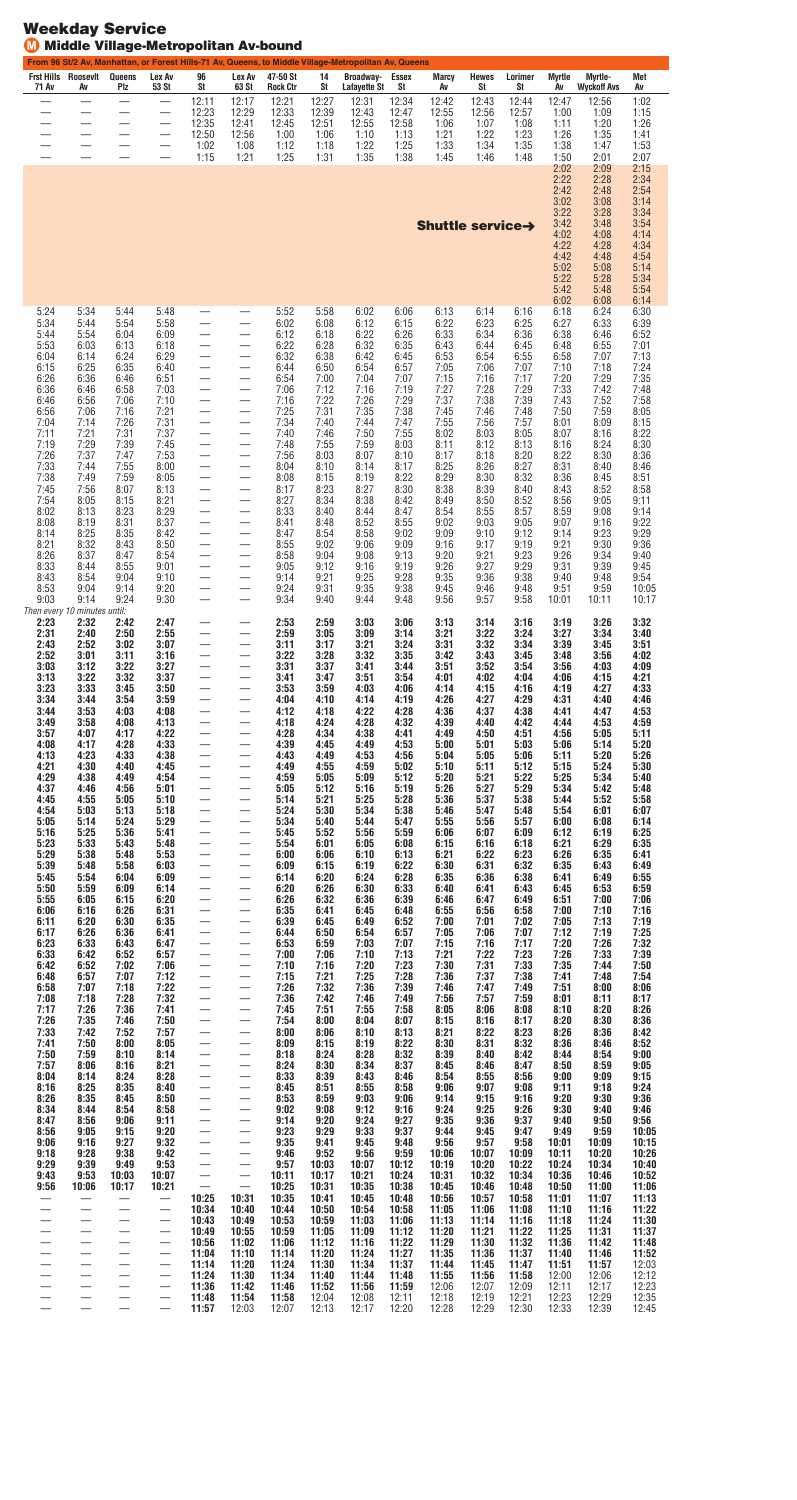# Weekday Service

## M Middle Village-Metropolitan Av-bound

From 96 St/2 Av, Manhattan, or Forest Hills-71 Av, Queens, to Middle Village-Metropolitan Av, Queens

| Frst Hills 71 Av | Roosevlt Av | Queens Plz | Lex Av 53 St | 96 St | Lex Av 63 St | 47-50 St Rock Ctr | 14 St | Broadway-Lafayette St | Essex St | Marcy Av | Hewes St | Lorimer St | Myrtle Av | Myrtle-Wyckoff Avs | Met Av |
|---|---|---|---|---|---|---|---|---|---|---|---|---|---|---|---|
| — | — | — | — | 12:11 | 12:17 | 12:21 | 12:27 | 12:31 | 12:34 | 12:42 | 12:43 | 12:44 | 12:47 | 12:56 | 1:02 |
| — | — | — | — | 12:23 | 12:29 | 12:33 | 12:39 | 12:43 | 12:47 | 12:55 | 12:56 | 12:57 | 1:00 | 1:09 | 1:15 |
| — | — | — | — | 12:35 | 12:41 | 12:45 | 12:51 | 12:55 | 12:58 | 1:06 | 1:07 | 1:08 | 1:11 | 1:20 | 1:26 |
| — | — | — | — | 12:50 | 12:56 | 1:00 | 1:06 | 1:10 | 1:13 | 1:21 | 1:22 | 1:23 | 1:26 | 1:35 | 1:41 |
| — | — | — | — | 1:02 | 1:08 | 1:12 | 1:18 | 1:22 | 1:25 | 1:33 | 1:34 | 1:35 | 1:38 | 1:47 | 1:53 |
| — | — | — | — | 1:15 | 1:21 | 1:25 | 1:31 | 1:35 | 1:38 | 1:45 | 1:46 | 1:48 | 1:50 | 2:01 | 2:07 |
| | | | | | | | | | | | | | 2:02 | 2:09 | 2:15 |
| | | | | | | | | | | | | | 2:22 | 2:28 | 2:34 |
| | | | | | | | | | | | | | 2:42 | 2:48 | 2:54 |
| | | | | | | | | | | | | | 3:02 | 3:08 | 3:14 |
| | | | | | | | | | | | | | 3:22 | 3:28 | 3:34 |
| | | | | | | | | | | **Shuttle service→** | | | 3:42 | 3:48 | 3:54 |
| | | | | | | | | | | | | | 4:02 | 4:08 | 4:14 |
| | | | | | | | | | | | | | 4:22 | 4:28 | 4:34 |
| | | | | | | | | | | | | | 4:42 | 4:48 | 4:54 |
| | | | | | | | | | | | | | 5:02 | 5:08 | 5:14 |
| | | | | | | | | | | | | | 5:22 | 5:28 | 5:34 |
| | | | | | | | | | | | | | 5:42 | 5:48 | 5:54 |
| | | | | | | | | | | | | | 6:02 | 6:08 | 6:14 |
| 5:24 | 5:34 | 5:44 | 5:48 | — | — | 5:52 | 5:58 | 6:02 | 6:06 | 6:13 | 6:14 | 6:16 | 6:18 | 6:24 | 6:30 |
| 5:34 | 5:44 | 5:54 | 5:58 | — | — | 6:02 | 6:08 | 6:12 | 6:15 | 6:22 | 6:23 | 6:25 | 6:27 | 6:33 | 6:39 |
| 5:44 | 5:54 | 6:04 | 6:09 | — | — | 6:12 | 6:18 | 6:22 | 6:26 | 6:33 | 6:34 | 6:36 | 6:38 | 6:46 | 6:52 |
| 5:53 | 6:03 | 6:13 | 6:18 | — | — | 6:22 | 6:28 | 6:32 | 6:35 | 6:43 | 6:44 | 6:45 | 6:48 | 6:55 | 7:01 |
| 6:04 | 6:14 | 6:24 | 6:29 | — | — | 6:32 | 6:38 | 6:42 | 6:45 | 6:53 | 6:54 | 6:55 | 6:58 | 7:07 | 7:13 |
| 6:15 | 6:25 | 6:35 | 6:40 | — | — | 6:44 | 6:50 | 6:54 | 6:57 | 7:05 | 7:06 | 7:07 | 7:10 | 7:18 | 7:24 |
| 6:26 | 6:36 | 6:46 | 6:51 | — | — | 6:54 | 7:00 | 7:04 | 7:07 | 7:15 | 7:16 | 7:17 | 7:20 | 7:29 | 7:35 |
| 6:36 | 6:46 | 6:58 | 7:03 | — | — | 7:06 | 7:12 | 7:16 | 7:19 | 7:27 | 7:28 | 7:29 | 7:33 | 7:42 | 7:48 |
| 6:46 | 6:56 | 7:06 | 7:10 | — | — | 7:16 | 7:22 | 7:26 | 7:29 | 7:37 | 7:38 | 7:39 | 7:43 | 7:52 | 7:58 |
| 6:56 | 7:06 | 7:16 | 7:21 | — | — | 7:25 | 7:31 | 7:35 | 7:38 | 7:45 | 7:46 | 7:48 | 7:50 | 7:59 | 8:05 |
| 7:04 | 7:14 | 7:26 | 7:31 | — | — | 7:34 | 7:40 | 7:44 | 7:47 | 7:55 | 7:56 | 7:57 | 8:01 | 8:09 | 8:15 |
| 7:11 | 7:21 | 7:31 | 7:37 | — | — | 7:40 | 7:46 | 7:50 | 7:55 | 8:02 | 8:03 | 8:05 | 8:07 | 8:16 | 8:22 |
| 7:19 | 7:29 | 7:39 | 7:45 | — | — | 7:48 | 7:55 | 7:59 | 8:03 | 8:11 | 8:12 | 8:13 | 8:16 | 8:24 | 8:30 |
| 7:26 | 7:37 | 7:47 | 7:53 | — | — | 7:56 | 8:03 | 8:07 | 8:10 | 8:17 | 8:18 | 8:20 | 8:22 | 8:30 | 8:36 |
| 7:33 | 7:44 | 7:55 | 8:00 | — | — | 8:04 | 8:10 | 8:14 | 8:17 | 8:25 | 8:26 | 8:27 | 8:31 | 8:40 | 8:46 |
| 7:38 | 7:49 | 7:59 | 8:05 | — | — | 8:08 | 8:15 | 8:19 | 8:22 | 8:29 | 8:30 | 8:32 | 8:36 | 8:45 | 8:51 |
| 7:45 | 7:56 | 8:07 | 8:13 | — | — | 8:17 | 8:23 | 8:27 | 8:30 | 8:38 | 8:39 | 8:40 | 8:43 | 8:52 | 8:58 |
| 7:54 | 8:05 | 8:15 | 8:21 | — | — | 8:27 | 8:34 | 8:38 | 8:42 | 8:49 | 8:50 | 8:52 | 8:56 | 9:05 | 9:11 |
| 8:02 | 8:13 | 8:23 | 8:29 | — | — | 8:33 | 8:40 | 8:44 | 8:47 | 8:54 | 8:55 | 8:57 | 8:59 | 9:08 | 9:14 |
| 8:08 | 8:19 | 8:31 | 8:37 | — | — | 8:41 | 8:48 | 8:52 | 8:55 | 9:02 | 9:03 | 9:05 | 9:07 | 9:16 | 9:22 |
| 8:14 | 8:25 | 8:35 | 8:42 | — | — | 8:47 | 8:54 | 8:58 | 9:02 | 9:09 | 9:10 | 9:12 | 9:14 | 9:23 | 9:29 |
| 8:21 | 8:32 | 8:43 | 8:50 | — | — | 8:55 | 9:02 | 9:06 | 9:09 | 9:16 | 9:17 | 9:19 | 9:21 | 9:30 | 9:36 |
| 8:26 | 8:37 | 8:47 | 8:54 | — | — | 8:58 | 9:04 | 9:08 | 9:13 | 9:20 | 9:21 | 9:23 | 9:26 | 9:34 | 9:40 |
| 8:33 | 8:44 | 8:55 | 9:01 | — | — | 9:05 | 9:12 | 9:16 | 9:19 | 9:26 | 9:27 | 9:29 | 9:31 | 9:39 | 9:45 |
| 8:43 | 8:54 | 9:04 | 9:10 | — | — | 9:14 | 9:21 | 9:25 | 9:28 | 9:35 | 9:36 | 9:38 | 9:40 | 9:48 | 9:54 |
| 8:53 | 9:04 | 9:14 | 9:20 | — | — | 9:24 | 9:31 | 9:35 | 9:38 | 9:45 | 9:46 | 9:48 | 9:51 | 9:59 | 10:05 |
| 9:03 | 9:14 | 9:24 | 9:30 | — | — | 9:34 | 9:40 | 9:44 | 9:48 | 9:56 | 9:57 | 9:58 | 10:01 | 10:11 | 10:17 |
| *Then every 10 minutes until:* | | | | | | | | | | | | | | | |
| **2:23** | **2:32** | **2:42** | **2:47** | — | — | **2:53** | **2:59** | **3:03** | **3:06** | **3:13** | **3:14** | **3:16** | **3:19** | **3:26** | **3:32** |
| **2:31** | **2:40** | **2:50** | **2:55** | — | — | **2:59** | **3:05** | **3:09** | **3:14** | **3:21** | **3:22** | **3:24** | **3:27** | **3:34** | **3:40** |
| **2:43** | **2:52** | **3:02** | **3:07** | — | — | **3:11** | **3:17** | **3:21** | **3:24** | **3:31** | **3:32** | **3:34** | **3:39** | **3:45** | **3:51** |
| **2:52** | **3:01** | **3:11** | **3:16** | — | — | **3:22** | **3:28** | **3:32** | **3:35** | **3:42** | **3:43** | **3:45** | **3:48** | **3:56** | **4:02** |
| **3:03** | **3:12** | **3:22** | **3:27** | — | — | **3:31** | **3:37** | **3:41** | **3:44** | **3:51** | **3:52** | **3:54** | **3:56** | **4:03** | **4:09** |
| **3:13** | **3:22** | **3:32** | **3:37** | — | — | **3:41** | **3:47** | **3:51** | **3:54** | **4:01** | **4:02** | **4:04** | **4:06** | **4:15** | **4:21** |
| **3:23** | **3:33** | **3:45** | **3:50** | — | — | **3:53** | **3:59** | **4:03** | **4:06** | **4:14** | **4:15** | **4:16** | **4:19** | **4:27** | **4:33** |
| **3:34** | **3:44** | **3:54** | **3:59** | — | — | **4:04** | **4:10** | **4:14** | **4:19** | **4:26** | **4:27** | **4:29** | **4:31** | **4:40** | **4:46** |
| **3:44** | **3:53** | **4:03** | **4:08** | — | — | **4:12** | **4:18** | **4:22** | **4:28** | **4:36** | **4:37** | **4:38** | **4:41** | **4:47** | **4:53** |
| **3:49** | **3:58** | **4:08** | **4:13** | — | — | **4:18** | **4:24** | **4:28** | **4:32** | **4:39** | **4:40** | **4:42** | **4:44** | **4:53** | **4:59** |
| **3:57** | **4:07** | **4:17** | **4:22** | — | — | **4:28** | **4:34** | **4:38** | **4:41** | **4:49** | **4:50** | **4:51** | **4:56** | **5:05** | **5:11** |
| **4:08** | **4:17** | **4:28** | **4:33** | — | — | **4:39** | **4:45** | **4:49** | **4:53** | **5:00** | **5:01** | **5:03** | **5:06** | **5:14** | **5:20** |
| **4:13** | **4:23** | **4:33** | **4:38** | — | — | **4:43** | **4:49** | **4:53** | **4:56** | **5:04** | **5:05** | **5:06** | **5:14** | **5:20** | **5:26** |
| **4:21** | **4:30** | **4:40** | **4:45** | — | — | **4:49** | **4:55** | **4:59** | **5:02** | **5:10** | **5:11** | **5:12** | **5:15** | **5:24** | **5:30** |
| **4:29** | **4:38** | **4:49** | **4:54** | — | — | **4:59** | **5:05** | **5:09** | **5:12** | **5:20** | **5:21** | **5:22** | **5:25** | **5:34** | **5:40** |
| **4:37** | **4:46** | **4:56** | **5:01** | — | — | **5:05** | **5:12** | **5:16** | **5:19** | **5:26** | **5:27** | **5:29** | **5:34** | **5:42** | **5:48** |
| **4:45** | **4:55** | **5:05** | **5:10** | — | — | **5:14** | **5:21** | **5:25** | **5:28** | **5:36** | **5:37** | **5:38** | **5:44** | **5:52** | **5:58** |
| **4:54** | **5:03** | **5:13** | **5:18** | — | — | **5:24** | **5:30** | **5:34** | **5:38** | **5:46** | **5:47** | **5:48** | **5:54** | **6:01** | **6:07** |
| **5:05** | **5:14** | **5:24** | **5:29** | — | — | **5:34** | **5:40** | **5:44** | **5:47** | **5:55** | **5:56** | **5:57** | **6:00** | **6:08** | **6:14** |
| **5:16** | **5:25** | **5:36** | **5:41** | — | — | **5:45** | **5:52** | **5:56** | **5:59** | **6:06** | **6:07** | **6:09** | **6:12** | **6:19** | **6:25** |
| **5:23** | **5:33** | **5:43** | **5:48** | — | — | **5:54** | **6:01** | **6:05** | **6:08** | **6:15** | **6:16** | **6:18** | **6:21** | **6:29** | **6:35** |
| **5:29** | **5:38** | **5:48** | **5:53** | — | — | **6:00** | **6:06** | **6:10** | **6:13** | **6:21** | **6:22** | **6:23** | **6:26** | **6:35** | **6:41** |
| **5:39** | **5:48** | **5:58** | **6:03** | — | — | **6:09** | **6:15** | **6:19** | **6:22** | **6:30** | **6:31** | **6:32** | **6:35** | **6:43** | **6:49** |
| **5:45** | **5:54** | **6:04** | **6:09** | — | — | **6:14** | **6:20** | **6:24** | **6:28** | **6:35** | **6:36** | **6:38** | **6:41** | **6:49** | **6:55** |
| **5:50** | **5:59** | **6:09** | **6:14** | — | — | **6:20** | **6:26** | **6:30** | **6:33** | **6:40** | **6:41** | **6:43** | **6:45** | **6:53** | **6:59** |
| **5:55** | **6:05** | **6:15** | **6:20** | — | — | **6:26** | **6:32** | **6:36** | **6:39** | **6:46** | **6:47** | **6:49** | **6:51** | **7:00** | **7:06** |
| **6:06** | **6:16** | **6:26** | **6:31** | — | — | **6:35** | **6:41** | **6:45** | **6:48** | **6:55** | **6:56** | **6:58** | **7:00** | **7:10** | **7:16** |
| **6:11** | **6:20** | **6:30** | **6:35** | — | — | **6:39** | **6:45** | **6:49** | **6:52** | **7:00** | **7:01** | **7:02** | **7:05** | **7:13** | **7:19** |
| **6:17** | **6:26** | **6:36** | **6:41** | — | — | **6:44** | **6:50** | **6:54** | **6:57** | **7:05** | **7:06** | **7:07** | **7:12** | **7:19** | **7:25** |
| **6:23** | **6:33** | **6:43** | **6:47** | — | — | **6:53** | **6:59** | **7:03** | **7:07** | **7:15** | **7:16** | **7:17** | **7:20** | **7:26** | **7:32** |
| **6:33** | **6:42** | **6:52** | **6:57** | — | — | **7:00** | **7:06** | **7:10** | **7:13** | **7:21** | **7:22** | **7:23** | **7:26** | **7:33** | **7:39** |
| **6:42** | **6:52** | **7:02** | **7:06** | — | — | **7:10** | **7:16** | **7:20** | **7:23** | **7:30** | **7:31** | **7:33** | **7:35** | **7:44** | **7:50** |
| **6:48** | **6:57** | **7:07** | **7:12** | — | — | **7:15** | **7:21** | **7:25** | **7:28** | **7:36** | **7:37** | **7:38** | **7:41** | **7:48** | **7:54** |
| **6:58** | **7:07** | **7:18** | **7:22** | — | — | **7:26** | **7:32** | **7:36** | **7:39** | **7:46** | **7:47** | **7:49** | **7:51** | **8:00** | **8:06** |
| **7:08** | **7:18** | **7:28** | **7:32** | — | — | **7:36** | **7:42** | **7:46** | **7:49** | **7:56** | **7:57** | **7:59** | **8:01** | **8:11** | **8:17** |
| **7:17** | **7:26** | **7:36** | **7:41** | — | — | **7:45** | **7:51** | **7:55** | **7:58** | **8:05** | **8:06** | **8:08** | **8:10** | **8:20** | **8:26** |
| **7:26** | **7:35** | **7:46** | **7:50** | — | — | **7:54** | **8:00** | **8:04** | **8:07** | **8:15** | **8:16** | **8:17** | **8:20** | **8:30** | **8:36** |
| **7:33** | **7:42** | **7:52** | **7:57** | — | — | **8:00** | **8:06** | **8:10** | **8:13** | **8:21** | **8:22** | **8:23** | **8:26** | **8:36** | **8:42** |
| **7:41** | **7:50** | **8:00** | **8:05** | — | — | **8:09** | **8:15** | **8:19** | **8:22** | **8:30** | **8:31** | **8:32** | **8:36** | **8:46** | **8:52** |
| **7:50** | **7:59** | **8:10** | **8:14** | — | — | **8:18** | **8:24** | **8:28** | **8:32** | **8:39** | **8:40** | **8:42** | **8:44** | **8:54** | **9:00** |
| **7:57** | **8:06** | **8:16** | **8:21** | — | — | **8:24** | **8:30** | **8:34** | **8:37** | **8:45** | **8:46** | **8:47** | **8:50** | **8:59** | **9:05** |
| **8:04** | **8:14** | **8:24** | **8:28** | — | — | **8:33** | **8:39** | **8:43** | **8:46** | **8:54** | **8:55** | **8:56** | **9:00** | **9:09** | **9:15** |
| **8:16** | **8:25** | **8:35** | **8:40** | — | — | **8:45** | **8:51** | **8:55** | **8:58** | **9:06** | **9:07** | **9:08** | **9:11** | **9:18** | **9:24** |
| **8:26** | **8:35** | **8:45** | **8:50** | — | — | **8:53** | **8:59** | **9:03** | **9:06** | **9:14** | **9:15** | **9:16** | **9:20** | **9:30** | **9:36** |
| **8:34** | **8:44** | **8:54** | **8:58** | — | — | **9:02** | **9:08** | **9:12** | **9:16** | **9:24** | **9:25** | **9:26** | **9:30** | **9:40** | **9:46** |
| **8:47** | **8:56** | **9:06** | **9:11** | — | — | **9:14** | **9:20** | **9:24** | **9:27** | **9:35** | **9:36** | **9:37** | **9:40** | **9:50** | **9:56** |
| **8:56** | **9:05** | **9:15** | **9:20** | — | — | **9:23** | **9:29** | **9:33** | **9:37** | **9:44** | **9:45** | **9:47** | **9:49** | **9:59** | **10:05** |
| **9:06** | **9:16** | **9:27** | **9:32** | — | — | **9:35** | **9:41** | **9:45** | **9:48** | **9:56** | **9:57** | **9:58** | **10:01** | **10:09** | **10:15** |
| **9:18** | **9:28** | **9:38** | **9:42** | — | — | **9:46** | **9:52** | **9:56** | **9:59** | **10:06** | **10:07** | **10:09** | **10:11** | **10:20** | **10:26** |
| **9:29** | **9:39** | **9:49** | **9:53** | — | — | **9:57** | **10:03** | **10:07** | **10:12** | **10:19** | **10:20** | **10:22** | **10:24** | **10:34** | **10:40** |
| **9:43** | **9:53** | **10:03** | **10:07** | — | — | **10:11** | **10:17** | **10:21** | **10:24** | **10:31** | **10:32** | **10:34** | **10:36** | **10:46** | **10:52** |
| **9:56** | **10:06** | **10:17** | **10:21** | — | — | **10:25** | **10:31** | **10:35** | **10:38** | **10:45** | **10:46** | **10:48** | **10:50** | **11:00** | **11:06** |
| — | — | — | — | **10:25** | **10:31** | **10:35** | **10:41** | **10:45** | **10:48** | **10:56** | **10:57** | **10:58** | **11:01** | **11:07** | **11:13** |
| — | — | — | — | **10:34** | **10:40** | **10:44** | **10:50** | **10:54** | **10:58** | **11:05** | **11:06** | **11:08** | **11:10** | **11:16** | **11:22** |
| — | — | — | — | **10:43** | **10:49** | **10:53** | **10:59** | **11:03** | **11:06** | **11:13** | **11:14** | **11:16** | **11:18** | **11:24** | **11:30** |
| — | — | — | — | **10:49** | **10:55** | **10:59** | **11:05** | **11:09** | **11:12** | **11:20** | **11:21** | **11:22** | **11:25** | **11:31** | **11:37** |
| — | — | — | — | **10:56** | **11:02** | **11:06** | **11:12** | **11:16** | **11:22** | **11:29** | **11:30** | **11:32** | **11:36** | **11:42** | **11:48** |
| — | — | — | — | **11:04** | **11:10** | **11:14** | **11:20** | **11:24** | **11:27** | **11:35** | **11:36** | **11:37** | **11:40** | **11:46** | **11:52** |
| — | — | — | — | **11:14** | **11:20** | **11:24** | **11:30** | **11:34** | **11:37** | **11:44** | **11:45** | **11:47** | **11:51** | **11:57** | **12:03** |
| — | — | — | — | **11:24** | **11:30** | **11:34** | **11:40** | **11:44** | **11:48** | **11:55** | **11:56** | **11:58** | **12:00** | **12:06** | **12:12** |
| — | — | — | — | **11:36** | **11:42** | **11:46** | **11:52** | **11:56** | **11:59** | **12:06** | **12:07** | **12:09** | **12:11** | **12:17** | **12:23** |
| — | — | — | — | **11:48** | **11:54** | **11:58** | **12:04** | **12:08** | **12:11** | **12:18** | **12:19** | **12:21** | **12:23** | **12:29** | **12:35** |
| — | — | — | — | **11:57** | **12:03** | **12:07** | **12:13** | **12:17** | **12:20** | **12:28** | **12:29** | **12:30** | **12:33** | **12:39** | **12:45** |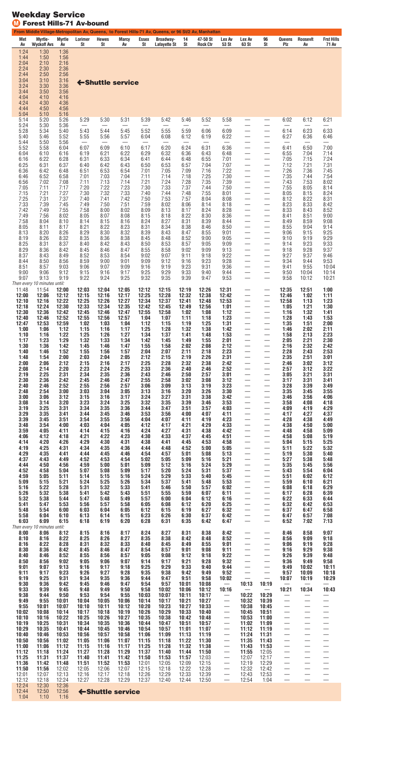# Weekday Service

## M Forest Hills-71 Av-bound

From Middle Village-Metropolitan Av, Queens, to Forest Hills-71 Av, Queens, or 96 St/2 Av, Manhattan

| Met Av | Myrtle-Wyckoff Avs | Myrtle Av | Lorimer St | Hewes St | Marcy Av | Essex St | Broadway-Lafayette St | 14 St | 47-50 St Rock Ctr | Lex Av 53 St | Lex Av 63 St | 96 St | Queens Plz | Roosevlt Av | Frst Hills 71 Av |
|---|---|---|---|---|---|---|---|---|---|---|---|---|---|---|---|
| 1:24 | 1:30 | 1:36 | ←Shuttle service | | | | | | | | | | | | |
| 1:44 | 1:50 | 1:56 | | | | | | | | | | | | | |
| 2:04 | 2:10 | 2:16 | | | | | | | | | | | | | |
| 2:24 | 2:30 | 2:36 | | | | | | | | | | | | | |
| 2:44 | 2:50 | 2:56 | | | | | | | | | | | | | |
| 3:04 | 3:10 | 3:16 | | | | | | | | | | | | | |
| 3:24 | 3:30 | 3:36 | | | | | | | | | | | | | |
| 3:44 | 3:50 | 3:56 | | | | | | | | | | | | | |
| 4:04 | 4:10 | 4:16 | | | | | | | | | | | | | |
| 4:24 | 4:30 | 4:36 | | | | | | | | | | | | | |
| 4:44 | 4:50 | 4:56 | | | | | | | | | | | | | |
| 5:04 | 5:10 | 5:16 | | | | | | | | | | | | | |
| 5:14 | 5:20 | 5:26 | 5:29 | 5:30 | 5:31 | 5:39 | 5:42 | 5:46 | 5:52 | 5:58 | — | — | 6:02 | 6:12 | 6:21 |
| 5:24 | 5:30 | 5:36 | — | — | — | — | — | — | — | — | — | — | — | — | — |
| 5:28 | 5:34 | 5:40 | 5:43 | 5:44 | 5:45 | 5:52 | 5:55 | 5:59 | 6:06 | 6:09 | — | — | 6:14 | 6:23 | 6:33 |
| 5:40 | 5:46 | 5:52 | 5:55 | 5:56 | 5:57 | 6:04 | 6:08 | 6:12 | 6:19 | 6:22 | — | — | 6:27 | 6:36 | 6:46 |
| 5:44 | 5:50 | 5:56 | — | — | — | — | — | — | — | — | — | — | — | — | — |
| 5:52 | 5:58 | 6:04 | 6:07 | 6:09 | 6:10 | 6:17 | 6:20 | 6:24 | 6:31 | 6:36 | — | — | 6:41 | 6:50 | 7:00 |
| 6:04 | 6:10 | 6:16 | 6:19 | 6:21 | 6:22 | 6:29 | 6:32 | 6:36 | 6:43 | 6:48 | — | — | 6:55 | 7:04 | 7:14 |
| 6:16 | 6:22 | 6:28 | 6:31 | 6:33 | 6:34 | 6:41 | 6:44 | 6:48 | 6:55 | 7:01 | — | — | 7:05 | 7:15 | 7:24 |
| 6:25 | 6:31 | 6:37 | 6:40 | 6:42 | 6:43 | 6:50 | 6:53 | 6:57 | 7:04 | 7:07 | — | — | 7:12 | 7:21 | 7:31 |
| 6:36 | 6:42 | 6:48 | 6:51 | 6:53 | 6:54 | 7:01 | 7:05 | 7:09 | 7:16 | 7:22 | — | — | 7:26 | 7:36 | 7:45 |
| 6:46 | 6:52 | 6:58 | 7:01 | 7:03 | 7:04 | 7:11 | 7:14 | 7:18 | 7:25 | 7:30 | — | — | 7:35 | 7:44 | 7:54 |
| 6:56 | 7:02 | 7:08 | 7:11 | 7:13 | 7:14 | 7:21 | 7:24 | 7:28 | 7:35 | 7:39 | — | — | 7:43 | 7:53 | 8:02 |
| 7:05 | 7:11 | 7:17 | 7:20 | 7:22 | 7:23 | 7:30 | 7:33 | 7:37 | 7:44 | 7:50 | — | — | 7:55 | 8:05 | 8:14 |
| 7:15 | 7:21 | 7:27 | 7:30 | 7:32 | 7:33 | 7:40 | 7:44 | 7:48 | 7:55 | 8:01 | — | — | 8:05 | 8:15 | 8:24 |
| 7:25 | 7:31 | 7:37 | 7:40 | 7:41 | 7:42 | 7:50 | 7:53 | 7:57 | 8:04 | 8:08 | — | — | 8:12 | 8:22 | 8:31 |
| 7:33 | 7:39 | 7:45 | 7:49 | 7:50 | 7:51 | 7:59 | 8:02 | 8:06 | 8:14 | 8:18 | — | — | 8:23 | 8:33 | 8:42 |
| 7:42 | 7:49 | 7:55 | 7:58 | 8:00 | 8:02 | 8:09 | 8:13 | 8:17 | 8:24 | 8:28 | — | — | 8:33 | 8:43 | 8:52 |
| 7:49 | 7:56 | 8:02 | 8:05 | 8:07 | 8:08 | 8:15 | 8:18 | 8:22 | 8:30 | 8:36 | — | — | 8:41 | 8:51 | 9:00 |
| 7:58 | 8:04 | 8:10 | 8:14 | 8:15 | 8:16 | 8:24 | 8:27 | 8:31 | 8:39 | 8:44 | — | — | 8:49 | 8:59 | 9:08 |
| 8:05 | 8:11 | 8:17 | 8:21 | 8:22 | 8:23 | 8:31 | 8:34 | 8:38 | 8:46 | 8:50 | — | — | 8:55 | 9:04 | 9:14 |
| 8:13 | 8:20 | 8:26 | 8:29 | 8:30 | 8:32 | 8:39 | 8:43 | 8:47 | 8:55 | 9:01 | — | — | 9:06 | 9:15 | 9:25 |
| 8:19 | 8:26 | 8:32 | 8:35 | 8:36 | 8:38 | 8:45 | 8:48 | 8:52 | 9:00 | 9:05 | — | — | 9:10 | 9:19 | 9:29 |
| 8:25 | 8:31 | 8:37 | 8:40 | 8:42 | 8:43 | 8:50 | 8:53 | 8:57 | 9:05 | 9:09 | — | — | 9:14 | 9:23 | 9:33 |
| 8:29 | 8:36 | 8:42 | 8:45 | 8:46 | 8:47 | 8:55 | 8:58 | 9:02 | 9:09 | 9:13 | — | — | 9:18 | 9:28 | 9:37 |
| 8:37 | 8:43 | 8:49 | 8:52 | 8:53 | 8:54 | 9:02 | 9:07 | 9:11 | 9:18 | 9:22 | — | — | 9:27 | 9:37 | 9:46 |
| 8:44 | 8:50 | 8:56 | 8:59 | 9:00 | 9:01 | 9:09 | 9:12 | 9:16 | 9:23 | 9:28 | — | — | 9:34 | 9:44 | 9:53 |
| 8:51 | 8:57 | 9:03 | 9:06 | 9:07 | 9:09 | 9:16 | 9:19 | 9:23 | 9:31 | 9:36 | — | — | 9:41 | 9:55 | 10:04 |
| 9:00 | 9:06 | 9:12 | 9:15 | 9:16 | 9:17 | 9:25 | 9:29 | 9:33 | 9:40 | 9:44 | — | — | 9:50 | 10:04 | 10:14 |
| 9:07 | 9:13 | 9:19 | 9:22 | 9:24 | 9:25 | 9:32 | 9:35 | 9:39 | 9:47 | 9:53 | — | — | 9:58 | 10:12 | 10:21 |
| *Then every 10 minutes until:* | | | | | | | | | | | | | | | |
| 11:48 | 11:54 | 12:00 | 12:03 | 12:04 | 12:05 | 12:12 | 12:15 | 12:19 | 12:26 | 12:31 | — | — | 12:35 | 12:51 | 1:00 |
| **12:00** | **12:06** | **12:12** | **12:15** | **12:16** | **12:17** | **12:25** | **12:28** | **12:32** | **12:38** | **12:42** | — | — | **12:46** | **1:02** | **1:11** |
| **12:10** | **12:16** | **12:22** | **12:25** | **12:26** | **12:27** | **12:34** | **12:37** | **12:41** | **12:48** | **12:53** | — | — | **12:58** | **1:13** | **1:23** |
| **12:18** | **12:24** | **12:30** | **12:33** | **12:34** | **12:35** | **12:42** | **12:45** | **12:49** | **12:56** | **1:01** | — | — | **1:05** | **1:21** | **1:30** |
| **12:30** | **12:36** | **12:42** | **12:45** | **12:46** | **12:47** | **12:55** | **12:58** | **1:02** | **1:08** | **1:12** | — | — | **1:16** | **1:32** | **1:41** |
| **12:40** | **12:46** | **12:52** | **12:55** | **12:56** | **12:57** | **1:04** | **1:07** | **1:11** | **1:18** | **1:23** | — | — | **1:28** | **1:43** | **1:53** |
| **12:47** | **12:53** | **12:59** | **1:02** | **1:03** | **1:04** | **1:12** | **1:15** | **1:19** | **1:25** | **1:31** | — | — | **1:35** | **1:51** | **2:00** |
| **1:00** | **1:06** | **1:12** | **1:15** | **1:16** | **1:17** | **1:25** | **1:28** | **1:32** | **1:38** | **1:42** | — | — | **1:46** | **2:02** | **2:11** |
| **1:10** | **1:16** | **1:22** | **1:25** | **1:26** | **1:27** | **1:34** | **1:37** | **1:41** | **1:48** | **1:53** | — | — | **1:58** | **2:13** | **2:23** |
| **1:17** | **1:23** | **1:29** | **1:32** | **1:33** | **1:34** | **1:42** | **1:45** | **1:49** | **1:55** | **2:01** | — | — | **2:05** | **2:21** | **2:30** |
| **1:30** | **1:36** | **1:42** | **1:45** | **1:46** | **1:47** | **1:55** | **1:58** | **2:02** | **2:08** | **2:12** | — | — | **2:16** | **2:32** | **2:42** |
| **1:40** | **1:46** | **1:52** | **1:55** | **1:56** | **1:57** | **2:04** | **2:07** | **2:11** | **2:18** | **2:23** | — | — | **2:28** | **2:43** | **2:53** |
| **1:48** | **1:54** | **2:00** | **2:03** | **2:04** | **2:05** | **2:12** | **2:15** | **2:19** | **2:26** | **2:31** | — | — | **2:35** | **2:51** | **3:01** |
| **2:00** | **2:06** | **2:12** | **2:15** | **2:16** | **2:17** | **2:25** | **2:28** | **2:32** | **2:38** | **2:42** | — | — | **2:46** | **3:02** | **3:12** |
| **2:08** | **2:14** | **2:20** | **2:23** | **2:24** | **2:25** | **2:33** | **2:36** | **2:40** | **2:46** | **2:52** | — | — | **2:57** | **3:12** | **3:22** |
| **2:19** | **2:25** | **2:31** | **2:34** | **2:35** | **2:36** | **2:43** | **2:46** | **2:50** | **2:57** | **3:01** | — | — | **3:05** | **3:21** | **3:31** |
| **2:30** | **2:36** | **2:42** | **2:45** | **2:46** | **2:47** | **2:55** | **2:58** | **3:02** | **3:08** | **3:12** | — | — | **3:17** | **3:31** | **3:41** |
| **2:40** | **2:46** | **2:52** | **2:55** | **2:56** | **2:57** | **3:06** | **3:09** | **3:13** | **3:19** | **3:23** | — | — | **3:28** | **3:39** | **3:49** |
| **2:48** | **2:54** | **3:00** | **3:03** | **3:04** | **3:05** | **3:13** | **3:16** | **3:20** | **3:26** | **3:30** | — | — | **3:35** | **3:45** | **3:55** |
| **3:00** | **3:06** | **3:12** | **3:15** | **3:16** | **3:17** | **3:24** | **3:27** | **3:31** | **3:38** | **3:42** | — | — | **3:46** | **3:56** | **4:06** |
| **3:08** | **3:14** | **3:20** | **3:23** | **3:24** | **3:25** | **3:32** | **3:35** | **3:39** | **3:46** | **3:53** | — | — | **3:58** | **4:08** | **4:18** |
| **3:19** | **3:25** | **3:31** | **3:34** | **3:35** | **3:36** | **3:44** | **3:47** | **3:51** | **3:57** | **4:03** | — | — | **4:09** | **4:19** | **4:29** |
| **3:29** | **3:35** | **3:41** | **3:44** | **3:45** | **3:46** | **3:53** | **3:56** | **4:00** | **4:07** | **4:11** | — | — | **4:17** | **4:27** | **4:37** |
| **3:39** | **3:45** | **3:51** | **3:54** | **3:55** | **3:56** | **4:04** | **4:07** | **4:11** | **4:19** | **4:23** | — | — | **4:28** | **4:38** | **4:49** |
| **3:48** | **3:54** | **4:00** | **4:03** | **4:04** | **4:05** | **4:12** | **4:17** | **4:21** | **4:29** | **4:33** | — | — | **4:38** | **4:50** | **5:00** |
| **3:59** | **4:05** | **4:11** | **4:14** | **4:15** | **4:16** | **4:24** | **4:27** | **4:31** | **4:38** | **4:42** | — | — | **4:48** | **4:58** | **5:09** |
| **4:06** | **4:12** | **4:18** | **4:21** | **4:22** | **4:23** | **4:30** | **4:33** | **4:37** | **4:45** | **4:51** | — | — | **4:58** | **5:08** | **5:19** |
| **4:14** | **4:20** | **4:26** | **4:29** | **4:30** | **4:31** | **4:38** | **4:41** | **4:45** | **4:53** | **4:58** | — | — | **5:04** | **5:15** | **5:25** |
| **4:19** | **4:25** | **4:31** | **4:34** | **4:35** | **4:36** | **4:44** | **4:48** | **4:52** | **5:00** | **5:05** | — | — | **5:11** | **5:22** | **5:32** |
| **4:29** | **4:35** | **4:41** | **4:44** | **4:45** | **4:46** | **4:54** | **4:57** | **5:01** | **5:08** | **5:13** | — | — | **5:19** | **5:30** | **5:40** |
| **4:37** | **4:43** | **4:49** | **4:52** | **4:53** | **4:54** | **5:02** | **5:05** | **5:09** | **5:16** | **5:21** | — | — | **5:27** | **5:38** | **5:48** |
| **4:44** | **4:50** | **4:56** | **4:59** | **5:00** | **5:01** | **5:09** | **5:12** | **5:16** | **5:24** | **5:29** | — | — | **5:35** | **5:45** | **5:56** |
| **4:52** | **4:58** | **5:04** | **5:07** | **5:08** | **5:09** | **5:17** | **5:20** | **5:24** | **5:31** | **5:37** | — | — | **5:43** | **5:54** | **6:04** |
| **4:59** | **5:05** | **5:11** | **5:14** | **5:15** | **5:16** | **5:24** | **5:29** | **5:33** | **5:40** | **5:45** | — | — | **5:51** | **6:02** | **6:12** |
| **5:09** | **5:15** | **5:21** | **5:24** | **5:25** | **5:26** | **5:34** | **5:37** | **5:41** | **5:48** | **5:53** | — | — | **5:59** | **6:10** | **6:21** |
| **5:16** | **5:22** | **5:28** | **5:31** | **5:32** | **5:33** | **5:41** | **5:46** | **5:50** | **5:57** | **6:02** | — | — | **6:08** | **6:18** | **6:29** |
| **5:26** | **5:32** | **5:38** | **5:41** | **5:42** | **5:43** | **5:51** | **5:55** | **5:59** | **6:07** | **6:11** | — | — | **6:17** | **6:28** | **6:39** |
| **5:32** | **5:38** | **5:44** | **5:47** | **5:48** | **5:49** | **5:57** | **6:00** | **6:04** | **6:12** | **6:16** | — | — | **6:22** | **6:33** | **6:44** |
| **5:41** | **5:47** | **5:53** | **5:56** | **5:57** | **5:58** | **6:05** | **6:08** | **6:12** | **6:20** | **6:25** | — | — | **6:32** | **6:42** | **6:53** |
| **5:48** | **5:54** | **6:00** | **6:03** | **6:04** | **6:05** | **6:12** | **6:15** | **6:19** | **6:27** | **6:32** | — | — | **6:37** | **6:47** | **6:58** |
| **5:58** | **6:04** | **6:10** | **6:13** | **6:14** | **6:15** | **6:23** | **6:26** | **6:30** | **6:37** | **6:42** | — | — | **6:47** | **6:57** | **7:08** |
| **6:03** | **6:09** | **6:15** | **6:18** | **6:19** | **6:20** | **6:28** | **6:31** | **6:35** | **6:42** | **6:47** | — | — | **6:52** | **7:02** | **7:13** |
| *Then every 10 minutes until:* | | | | | | | | | | | | | | | |
| **8:00** | **8:06** | **8:12** | **8:15** | **8:16** | **8:17** | **8:24** | **8:27** | **8:31** | **8:38** | **8:42** | — | — | **8:46** | **8:58** | **9:07** |
| **8:10** | **8:16** | **8:22** | **8:25** | **8:26** | **8:27** | **8:35** | **8:38** | **8:42** | **8:48** | **8:52** | — | — | **8:56** | **9:09** | **9:18** |
| **8:16** | **8:22** | **8:28** | **8:31** | **8:32** | **8:33** | **8:40** | **8:45** | **8:49** | **8:55** | **9:01** | — | — | **9:06** | **9:19** | **9:28** |
| **8:30** | **8:36** | **8:42** | **8:45** | **8:46** | **8:47** | **8:54** | **8:57** | **9:01** | **9:08** | **9:11** | — | — | **9:16** | **9:29** | **9:38** |
| **8:40** | **8:46** | **8:52** | **8:55** | **8:56** | **8:57** | **9:05** | **9:08** | **9:12** | **9:18** | **9:22** | — | — | **9:26** | **9:39** | **9:48** |
| **8:50** | **8:56** | **9:02** | **9:05** | **9:06** | **9:07** | **9:14** | **9:17** | **9:21** | **9:28** | **9:32** | — | — | **9:36** | **9:49** | **9:58** |
| **9:01** | **9:07** | **9:13** | **9:16** | **9:17** | **9:18** | **9:25** | **9:29** | **9:33** | **9:40** | **9:44** | — | — | **9:49** | **10:02** | **10:11** |
| **9:11** | **9:17** | **9:23** | **9:26** | **9:27** | **9:28** | **9:35** | **9:38** | **9:42** | **9:49** | **9:52** | — | — | **9:57** | **10:09** | **10:18** |
| **9:19** | **9:25** | **9:31** | **9:34** | **9:35** | **9:36** | **9:44** | **9:47** | **9:51** | **9:58** | **10:02** | — | — | **10:07** | **10:19** | **10:29** |
| **9:30** | **9:36** | **9:42** | **9:45** | **9:46** | **9:47** | **9:54** | **9:57** | **10:01** | **10:08** | — | **10:13** | **10:19** | — | — | — |
| **9:33** | **9:39** | **9:45** | **9:48** | **9:49** | **9:50** | **9:58** | **10:02** | **10:06** | **10:12** | **10:16** | — | — | **10:21** | **10:34** | **10:43** |
| **9:38** | **9:44** | **9:50** | **9:53** | **9:54** | **9:55** | **10:03** | **10:07** | **10:11** | **10:17** | — | **10:22** | **10:29** | — | — | — |
| **9:49** | **9:55** | **10:01** | **10:04** | **10:05** | **10:06** | **10:14** | **10:17** | **10:21** | **10:27** | — | **10:32** | **10:39** | — | — | — |
| **9:55** | **10:01** | **10:07** | **10:10** | **10:11** | **10:12** | **10:20** | **10:23** | **10:27** | **10:33** | — | **10:38** | **10:45** | — | — | — |
| **10:02** | **10:08** | **10:14** | **10:17** | **10:18** | **10:19** | **10:26** | **10:29** | **10:33** | **10:40** | — | **10:45** | **10:51** | — | — | — |
| **10:10** | **10:16** | **10:22** | **10:25** | **10:26** | **10:27** | **10:35** | **10:38** | **10:42** | **10:48** | — | **10:53** | **11:00** | — | — | — |
| **10:19** | **10:25** | **10:31** | **10:34** | **10:35** | **10:36** | **10:44** | **10:47** | **10:51** | **10:57** | — | **11:02** | **11:09** | — | — | — |
| **10:29** | **10:35** | **10:41** | **10:44** | **10:45** | **10:46** | **10:54** | **10:57** | **11:01** | **11:07** | — | **11:12** | **11:19** | — | — | — |
| **10:40** | **10:46** | **10:53** | **10:56** | **10:57** | **10:58** | **11:06** | **11:09** | **11:13** | **11:19** | — | **11:24** | **11:31** | — | — | — |
| **10:50** | **10:56** | **11:02** | **11:05** | **11:06** | **11:07** | **11:15** | **11:18** | **11:22** | **11:30** | — | **11:35** | **11:43** | — | — | — |
| **11:00** | **11:06** | **11:12** | **11:15** | **11:16** | **11:17** | **11:25** | **11:28** | **11:32** | **11:38** | — | **11:43** | **11:53** | — | — | — |
| **11:12** | **11:18** | **11:24** | **11:27** | **11:28** | **11:29** | **11:37** | **11:40** | **11:44** | **11:50** | — | **11:55** | 12:05 | — | — | — |
| **11:25** | **11:31** | **11:37** | **11:40** | **11:41** | **11:42** | **11:50** | **11:53** | **11:57** | 12:03 | — | 12:07 | 12:17 | — | — | — |
| **11:36** | **11:42** | **11:48** | **11:51** | **11:52** | **11:53** | 12:01 | 12:05 | 12:09 | 12:15 | — | 12:19 | 12:29 | — | — | — |
| **11:50** | **11:56** | 12:02 | 12:05 | 12:06 | 12:07 | 12:15 | 12:18 | 12:22 | 12:28 | — | 12:32 | 12:42 | — | — | — |
| 12:01 | 12:07 | 12:13 | 12:16 | 12:17 | 12:18 | 12:26 | 12:29 | 12:33 | 12:39 | — | 12:43 | 12:53 | — | — | — |
| 12:12 | 12:18 | 12:24 | 12:27 | 12:28 | 12:29 | 12:37 | 12:40 | 12:44 | 12:50 | — | 12:54 | 1:04 | — | — | — |
| 12:24 | 12:30 | 12:36 | ←Shuttle service | | | | | | | | | | | | |
| 12:44 | 12:50 | 12:56 | | | | | | | | | | | | | |
| 1:04 | 1:10 | 1:16 | | | | | | | | | | | | | |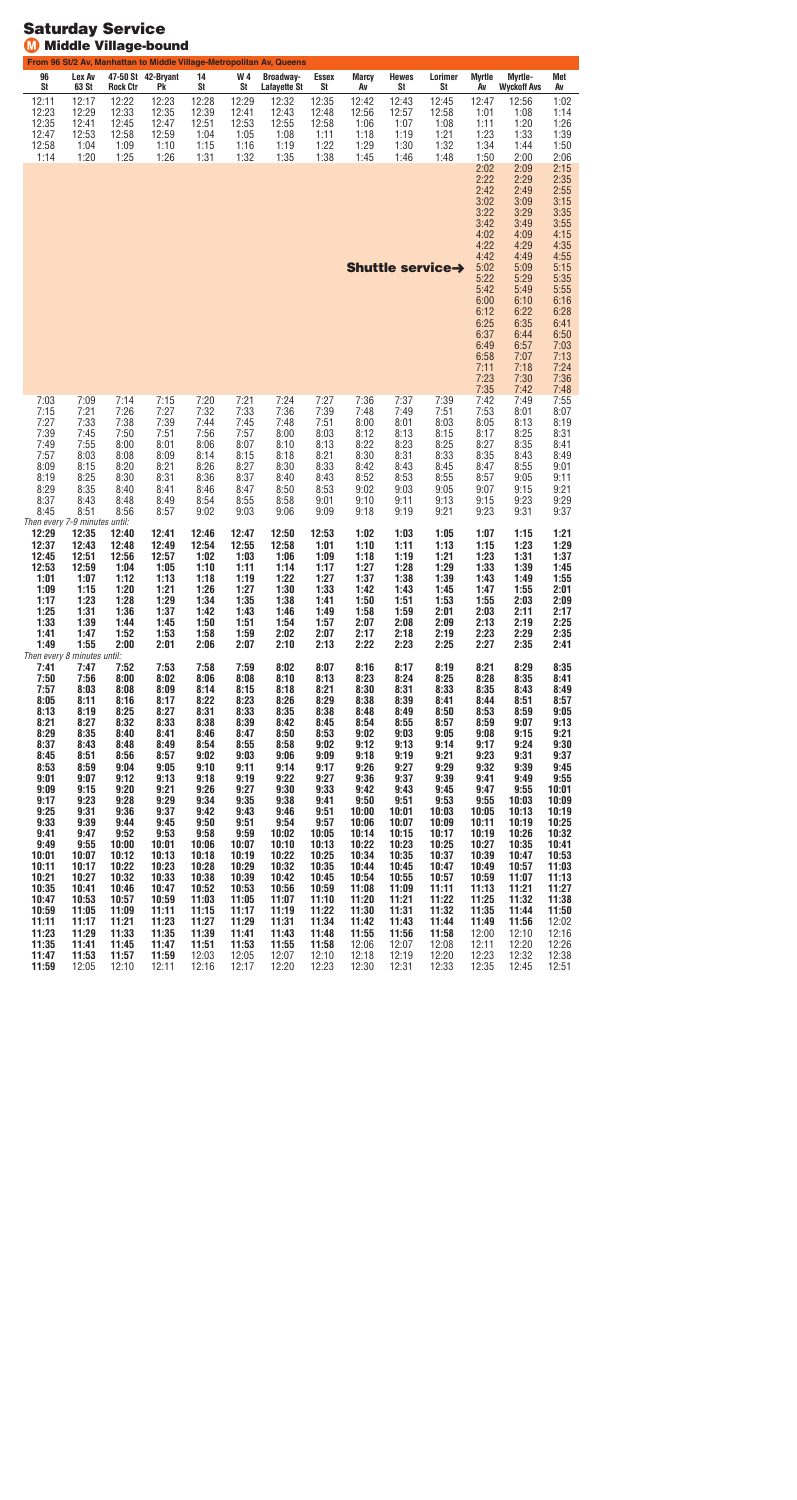# Saturday Service

## M Middle Village-bound

**From 96 St/2 Av, Manhattan to Middle Village-Metropolitan Av, Queens**

| 96 St | Lex Av 63 St | 47-50 St Rock Ctr | 42-Bryant Pk | 14 St | W 4 St | Broadway-Lafayette St | Essex St | Marcy Av | Hewes St | Lorimer St | Myrtle Av | Myrtle-Wyckoff Avs | Met Av |
|---|---|---|---|---|---|---|---|---|---|---|---|---|---|
| 12:11 | 12:17 | 12:22 | 12:23 | 12:28 | 12:29 | 12:32 | 12:35 | 12:42 | 12:43 | 12:45 | 12:47 | 12:56 | 1:02 |
| 12:23 | 12:29 | 12:33 | 12:35 | 12:39 | 12:41 | 12:43 | 12:48 | 12:56 | 12:57 | 12:58 | 1:01 | 1:08 | 1:14 |
| 12:35 | 12:41 | 12:45 | 12:47 | 12:51 | 12:53 | 12:55 | 12:58 | 1:06 | 1:07 | 1:08 | 1:11 | 1:20 | 1:26 |
| 12:47 | 12:53 | 12:58 | 12:59 | 1:04 | 1:05 | 1:08 | 1:11 | 1:18 | 1:19 | 1:21 | 1:23 | 1:33 | 1:39 |
| 12:58 | 1:04 | 1:09 | 1:10 | 1:15 | 1:16 | 1:19 | 1:22 | 1:29 | 1:30 | 1:32 | 1:34 | 1:44 | 1:50 |
| 1:14 | 1:20 | 1:25 | 1:26 | 1:31 | 1:32 | 1:35 | 1:38 | 1:45 | 1:46 | 1:48 | 1:50 | 2:00 | 2:06 |
| | | | | | | | | | | | 2:02 | 2:09 | 2:15 |
| | | | | | | | | | | | 2:22 | 2:29 | 2:35 |
| | | | | | | | | | | | 2:42 | 2:49 | 2:55 |
| | | | | | | | | | | | 3:02 | 3:09 | 3:15 |
| | | | | | | | | | | | 3:22 | 3:29 | 3:35 |
| | | | | | | | | | | | 3:42 | 3:49 | 3:55 |
| | | | | | | | | | | | 4:02 | 4:09 | 4:15 |
| | | | | | | | | | | | 4:22 | 4:29 | 4:35 |
| | | | | | | | | | | | 4:42 | 4:49 | 4:55 |
| | | | | | | | | **Shuttle service→** | | | 5:02 | 5:09 | 5:15 |
| | | | | | | | | | | | 5:22 | 5:29 | 5:35 |
| | | | | | | | | | | | 5:42 | 5:49 | 5:55 |
| | | | | | | | | | | | 6:00 | 6:10 | 6:16 |
| | | | | | | | | | | | 6:12 | 6:22 | 6:28 |
| | | | | | | | | | | | 6:25 | 6:35 | 6:41 |
| | | | | | | | | | | | 6:37 | 6:44 | 6:50 |
| | | | | | | | | | | | 6:49 | 6:57 | 7:03 |
| | | | | | | | | | | | 6:58 | 7:07 | 7:13 |
| | | | | | | | | | | | 7:11 | 7:18 | 7:24 |
| | | | | | | | | | | | 7:23 | 7:30 | 7:36 |
| | | | | | | | | | | | 7:35 | 7:42 | 7:48 |
| 7:03 | 7:09 | 7:14 | 7:15 | 7:20 | 7:21 | 7:24 | 7:27 | 7:36 | 7:37 | 7:39 | 7:42 | 7:49 | 7:55 |
| 7:15 | 7:21 | 7:26 | 7:27 | 7:32 | 7:33 | 7:36 | 7:39 | 7:48 | 7:49 | 7:51 | 7:53 | 8:01 | 8:07 |
| 7:27 | 7:33 | 7:38 | 7:39 | 7:44 | 7:45 | 7:48 | 7:51 | 8:00 | 8:01 | 8:03 | 8:05 | 8:13 | 8:19 |
| 7:39 | 7:45 | 7:50 | 7:51 | 7:56 | 7:57 | 8:00 | 8:03 | 8:12 | 8:13 | 8:15 | 8:17 | 8:25 | 8:31 |
| 7:49 | 7:55 | 8:00 | 8:01 | 8:06 | 8:07 | 8:10 | 8:13 | 8:22 | 8:23 | 8:25 | 8:27 | 8:35 | 8:41 |
| 7:57 | 8:03 | 8:08 | 8:09 | 8:14 | 8:15 | 8:18 | 8:21 | 8:30 | 8:31 | 8:33 | 8:35 | 8:43 | 8:49 |
| 8:09 | 8:15 | 8:20 | 8:21 | 8:26 | 8:27 | 8:30 | 8:33 | 8:42 | 8:43 | 8:45 | 8:47 | 8:55 | 9:01 |
| 8:19 | 8:25 | 8:30 | 8:31 | 8:36 | 8:37 | 8:40 | 8:43 | 8:52 | 8:53 | 8:55 | 8:57 | 9:05 | 9:11 |
| 8:29 | 8:35 | 8:40 | 8:41 | 8:46 | 8:47 | 8:50 | 8:53 | 9:02 | 9:03 | 9:05 | 9:07 | 9:15 | 9:21 |
| 8:37 | 8:43 | 8:48 | 8:49 | 8:54 | 8:55 | 8:58 | 9:01 | 9:10 | 9:11 | 9:13 | 9:15 | 9:23 | 9:29 |
| 8:45 | 8:51 | 8:56 | 8:57 | 9:02 | 9:03 | 9:06 | 9:09 | 9:18 | 9:19 | 9:21 | 9:23 | 9:31 | 9:37 |
| *Then every 7-9 minutes until:* | | | | | | | | | | | | | |
| **12:29** | **12:35** | **12:40** | **12:41** | **12:46** | **12:47** | **12:50** | **12:53** | **1:02** | **1:03** | **1:05** | **1:07** | **1:15** | **1:21** |
| **12:37** | **12:43** | **12:48** | **12:49** | **12:54** | **12:55** | **12:58** | **1:01** | **1:10** | **1:11** | **1:13** | **1:15** | **1:23** | **1:29** |
| **12:45** | **12:51** | **12:56** | **12:57** | **1:02** | **1:03** | **1:06** | **1:09** | **1:18** | **1:19** | **1:21** | **1:23** | **1:31** | **1:37** |
| **12:53** | **12:59** | **1:04** | **1:05** | **1:10** | **1:11** | **1:14** | **1:17** | **1:27** | **1:28** | **1:29** | **1:33** | **1:39** | **1:45** |
| **1:01** | **1:07** | **1:12** | **1:13** | **1:18** | **1:19** | **1:22** | **1:27** | **1:37** | **1:38** | **1:39** | **1:43** | **1:49** | **1:55** |
| **1:09** | **1:15** | **1:20** | **1:21** | **1:26** | **1:27** | **1:30** | **1:33** | **1:42** | **1:43** | **1:45** | **1:47** | **1:55** | **2:01** |
| **1:17** | **1:23** | **1:28** | **1:29** | **1:34** | **1:35** | **1:38** | **1:41** | **1:50** | **1:51** | **1:53** | **1:55** | **2:03** | **2:09** |
| **1:25** | **1:31** | **1:36** | **1:37** | **1:42** | **1:43** | **1:46** | **1:49** | **1:58** | **1:59** | **2:01** | **2:03** | **2:11** | **2:17** |
| **1:33** | **1:39** | **1:44** | **1:45** | **1:50** | **1:51** | **1:54** | **1:57** | **2:07** | **2:08** | **2:09** | **2:13** | **2:19** | **2:25** |
| **1:41** | **1:47** | **1:52** | **1:53** | **1:58** | **1:59** | **2:02** | **2:07** | **2:17** | **2:18** | **2:19** | **2:23** | **2:29** | **2:35** |
| **1:49** | **1:55** | **2:00** | **2:01** | **2:06** | **2:07** | **2:10** | **2:13** | **2:22** | **2:23** | **2:25** | **2:27** | **2:35** | **2:41** |
| *Then every 8 minutes until:* | | | | | | | | | | | | | |
| **7:41** | **7:47** | **7:52** | **7:53** | **7:58** | **7:59** | **8:02** | **8:07** | **8:16** | **8:17** | **8:19** | **8:21** | **8:29** | **8:35** |
| **7:50** | **7:56** | **8:00** | **8:02** | **8:06** | **8:08** | **8:10** | **8:13** | **8:23** | **8:24** | **8:25** | **8:28** | **8:35** | **8:41** |
| **7:57** | **8:03** | **8:08** | **8:09** | **8:14** | **8:15** | **8:18** | **8:21** | **8:30** | **8:31** | **8:33** | **8:35** | **8:43** | **8:49** |
| **8:05** | **8:11** | **8:16** | **8:17** | **8:22** | **8:23** | **8:26** | **8:29** | **8:38** | **8:39** | **8:41** | **8:44** | **8:51** | **8:57** |
| **8:13** | **8:19** | **8:25** | **8:27** | **8:31** | **8:33** | **8:35** | **8:38** | **8:48** | **8:49** | **8:50** | **8:53** | **8:59** | **9:05** |
| **8:21** | **8:27** | **8:32** | **8:33** | **8:38** | **8:39** | **8:42** | **8:45** | **8:54** | **8:55** | **8:57** | **8:59** | **9:07** | **9:13** |
| **8:29** | **8:35** | **8:40** | **8:41** | **8:46** | **8:47** | **8:50** | **8:53** | **9:02** | **9:03** | **9:05** | **9:08** | **9:15** | **9:21** |
| **8:37** | **8:43** | **8:48** | **8:49** | **8:54** | **8:55** | **8:58** | **9:02** | **9:12** | **9:13** | **9:14** | **9:17** | **9:24** | **9:30** |
| **8:45** | **8:51** | **8:56** | **8:57** | **9:02** | **9:03** | **9:06** | **9:09** | **9:18** | **9:19** | **9:21** | **9:23** | **9:31** | **9:37** |
| **8:53** | **8:59** | **9:04** | **9:05** | **9:10** | **9:11** | **9:14** | **9:17** | **9:26** | **9:27** | **9:29** | **9:32** | **9:39** | **9:45** |
| **9:01** | **9:07** | **9:12** | **9:13** | **9:18** | **9:19** | **9:22** | **9:27** | **9:36** | **9:37** | **9:39** | **9:41** | **9:49** | **9:55** |
| **9:09** | **9:15** | **9:20** | **9:21** | **9:26** | **9:27** | **9:30** | **9:33** | **9:42** | **9:43** | **9:45** | **9:47** | **9:55** | **10:01** |
| **9:17** | **9:23** | **9:28** | **9:29** | **9:34** | **9:35** | **9:38** | **9:41** | **9:50** | **9:51** | **9:53** | **9:55** | **10:03** | **10:09** |
| **9:25** | **9:31** | **9:36** | **9:37** | **9:42** | **9:43** | **9:46** | **9:51** | **10:00** | **10:01** | **10:03** | **10:05** | **10:13** | **10:19** |
| **9:33** | **9:39** | **9:44** | **9:45** | **9:50** | **9:51** | **9:54** | **9:57** | **10:06** | **10:07** | **10:09** | **10:11** | **10:19** | **10:25** |
| **9:41** | **9:47** | **9:52** | **9:53** | **9:58** | **9:59** | **10:02** | **10:05** | **10:14** | **10:15** | **10:17** | **10:19** | **10:26** | **10:32** |
| **9:49** | **9:55** | **10:00** | **10:01** | **10:06** | **10:07** | **10:10** | **10:13** | **10:22** | **10:23** | **10:25** | **10:27** | **10:35** | **10:41** |
| **10:01** | **10:07** | **10:12** | **10:13** | **10:18** | **10:19** | **10:22** | **10:25** | **10:34** | **10:35** | **10:37** | **10:39** | **10:47** | **10:53** |
| **10:11** | **10:17** | **10:22** | **10:23** | **10:28** | **10:29** | **10:32** | **10:35** | **10:44** | **10:45** | **10:47** | **10:49** | **10:57** | **11:03** |
| **10:21** | **10:27** | **10:32** | **10:33** | **10:38** | **10:39** | **10:42** | **10:45** | **10:54** | **10:55** | **10:57** | **10:59** | **11:07** | **11:13** |
| **10:35** | **10:41** | **10:46** | **10:47** | **10:52** | **10:53** | **10:56** | **10:59** | **11:08** | **11:09** | **11:11** | **11:13** | **11:21** | **11:27** |
| **10:47** | **10:53** | **10:57** | **10:59** | **11:03** | **11:05** | **11:07** | **11:10** | **11:20** | **11:21** | **11:22** | **11:25** | **11:32** | **11:38** |
| **10:59** | **11:05** | **11:09** | **11:11** | **11:15** | **11:17** | **11:19** | **11:22** | **11:30** | **11:31** | **11:32** | **11:35** | **11:44** | **11:50** |
| **11:11** | **11:17** | **11:21** | **11:23** | **11:27** | **11:29** | **11:31** | **11:34** | **11:42** | **11:43** | **11:44** | **11:49** | **11:56** | 12:02 |
| **11:23** | **11:29** | **11:33** | **11:35** | **11:39** | **11:41** | **11:43** | **11:48** | **11:55** | **11:56** | **11:58** | 12:00 | 12:10 | 12:16 |
| **11:35** | **11:41** | **11:45** | **11:47** | **11:51** | **11:53** | **11:55** | **11:58** | 12:06 | 12:07 | 12:08 | 12:11 | 12:20 | 12:26 |
| **11:47** | **11:53** | **11:57** | **11:59** | 12:03 | 12:05 | 12:07 | 12:10 | 12:18 | 12:19 | 12:20 | 12:23 | 12:32 | 12:38 |
| **11:59** | 12:05 | 12:10 | 12:11 | 12:16 | 12:17 | 12:20 | 12:23 | 12:30 | 12:31 | 12:33 | 12:35 | 12:45 | 12:51 |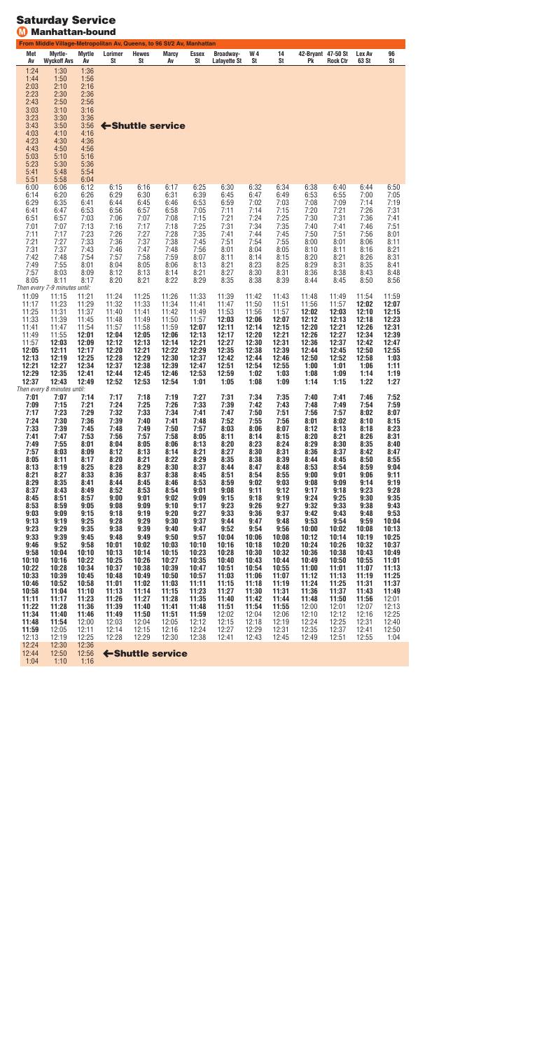# Saturday Service

## M Manhattan-bound

From Middle Village-Metropolitan Av, Queens, to 96 St/2 Av, Manhattan

| Met Av | Myrtle-Wyckoff Avs | Myrtle Av | Lorimer St | Hewes St | Marcy Av | Essex St | Broadway-Lafayette St | W 4 St | 14 St | 42-Bryant Pk | 47-50 St Rock Ctr | Lex Av 63 St | 96 St |
|---|---|---|---|---|---|---|---|---|---|---|---|---|---|
| 1:24 | 1:30 | 1:36 | ←Shuttle service | | | | | | | | | | |
| 1:44 | 1:50 | 1:56 | | | | | | | | | | | |
| 2:03 | 2:10 | 2:16 | | | | | | | | | | | |
| 2:23 | 2:30 | 2:36 | | | | | | | | | | | |
| 2:43 | 2:50 | 2:56 | | | | | | | | | | | |
| 3:03 | 3:10 | 3:16 | | | | | | | | | | | |
| 3:23 | 3:30 | 3:36 | | | | | | | | | | | |
| 3:43 | 3:50 | 3:56 | | | | | | | | | | | |
| 4:03 | 4:10 | 4:16 | | | | | | | | | | | |
| 4:23 | 4:30 | 4:36 | | | | | | | | | | | |
| 4:43 | 4:50 | 4:56 | | | | | | | | | | | |
| 5:03 | 5:10 | 5:16 | | | | | | | | | | | |
| 5:23 | 5:30 | 5:36 | | | | | | | | | | | |
| 5:41 | 5:48 | 5:54 | | | | | | | | | | | |
| 5:51 | 5:58 | 6:04 | | | | | | | | | | | |
| 6:00 | 6:06 | 6:12 | 6:15 | 6:16 | 6:17 | 6:25 | 6:30 | 6:32 | 6:34 | 6:38 | 6:40 | 6:44 | 6:50 |
| 6:14 | 6:20 | 6:26 | 6:29 | 6:30 | 6:31 | 6:39 | 6:45 | 6:47 | 6:49 | 6:53 | 6:55 | 7:00 | 7:05 |
| 6:29 | 6:35 | 6:41 | 6:44 | 6:45 | 6:46 | 6:53 | 6:59 | 7:02 | 7:03 | 7:08 | 7:09 | 7:14 | 7:19 |
| 6:41 | 6:47 | 6:53 | 6:56 | 6:57 | 6:58 | 7:05 | 7:11 | 7:14 | 7:15 | 7:20 | 7:21 | 7:26 | 7:31 |
| 6:51 | 6:57 | 7:03 | 7:06 | 7:07 | 7:08 | 7:15 | 7:21 | 7:24 | 7:25 | 7:30 | 7:31 | 7:36 | 7:41 |
| 7:01 | 7:07 | 7:13 | 7:16 | 7:17 | 7:18 | 7:25 | 7:31 | 7:34 | 7:35 | 7:40 | 7:41 | 7:46 | 7:51 |
| 7:11 | 7:17 | 7:23 | 7:26 | 7:27 | 7:28 | 7:35 | 7:41 | 7:44 | 7:45 | 7:50 | 7:51 | 7:56 | 8:01 |
| 7:21 | 7:27 | 7:33 | 7:36 | 7:37 | 7:38 | 7:45 | 7:51 | 7:54 | 7:55 | 8:00 | 8:01 | 8:06 | 8:11 |
| 7:31 | 7:37 | 7:43 | 7:46 | 7:47 | 7:48 | 7:56 | 8:01 | 8:04 | 8:05 | 8:10 | 8:11 | 8:16 | 8:21 |
| 7:42 | 7:48 | 7:54 | 7:57 | 7:58 | 7:59 | 8:07 | 8:11 | 8:14 | 8:15 | 8:20 | 8:21 | 8:26 | 8:31 |
| 7:49 | 7:55 | 8:01 | 8:04 | 8:05 | 8:06 | 8:13 | 8:21 | 8:23 | 8:25 | 8:29 | 8:31 | 8:35 | 8:41 |
| 7:57 | 8:03 | 8:09 | 8:12 | 8:13 | 8:14 | 8:21 | 8:27 | 8:30 | 8:31 | 8:36 | 8:38 | 8:43 | 8:48 |
| 8:05 | 8:11 | 8:17 | 8:20 | 8:21 | 8:22 | 8:29 | 8:35 | 8:38 | 8:39 | 8:44 | 8:45 | 8:50 | 8:56 |
| *Then every 7-9 minutes until:* | | | | | | | | | | | | | |
| 11:09 | 11:15 | 11:21 | 11:24 | 11:25 | 11:26 | 11:33 | 11:39 | 11:42 | 11:43 | 11:48 | 11:49 | 11:54 | 11:59 |
| 11:17 | 11:23 | 11:29 | 11:32 | 11:33 | 11:34 | 11:41 | 11:47 | 11:50 | 11:51 | 11:56 | 11:57 | **12:02** | **12:07** |
| 11:25 | 11:31 | 11:37 | 11:40 | 11:41 | 11:42 | 11:49 | 11:53 | 11:56 | 11:57 | **12:02** | **12:03** | **12:10** | **12:15** |
| 11:33 | 11:39 | 11:45 | 11:48 | 11:49 | 11:50 | 11:57 | **12:03** | **12:06** | **12:07** | **12:12** | **12:13** | **12:18** | **12:23** |
| 11:41 | 11:47 | 11:54 | 11:57 | 11:58 | 11:59 | **12:07** | **12:11** | **12:14** | **12:15** | **12:20** | **12:21** | **12:26** | **12:31** |
| 11:49 | 11:55 | **12:01** | **12:04** | **12:05** | **12:06** | **12:13** | **12:17** | **12:20** | **12:21** | **12:26** | **12:27** | **12:34** | **12:39** |
| 11:57 | **12:03** | **12:09** | **12:12** | **12:13** | **12:14** | **12:21** | **12:27** | **12:30** | **12:31** | **12:36** | **12:37** | **12:42** | **12:47** |
| **12:05** | **12:11** | **12:17** | **12:20** | **12:21** | **12:22** | **12:29** | **12:35** | **12:38** | **12:39** | **12:44** | **12:45** | **12:50** | **12:55** |
| **12:13** | **12:19** | **12:25** | **12:28** | **12:29** | **12:30** | **12:37** | **12:42** | **12:44** | **12:46** | **12:50** | **12:52** | **12:58** | **1:03** |
| **12:21** | **12:27** | **12:34** | **12:37** | **12:38** | **12:39** | **12:47** | **12:51** | **12:54** | **12:55** | **1:00** | **1:01** | **1:06** | **1:11** |
| **12:29** | **12:35** | **12:41** | **12:44** | **12:45** | **12:46** | **12:53** | **12:59** | **1:02** | **1:03** | **1:08** | **1:09** | **1:14** | **1:19** |
| **12:37** | **12:43** | **12:49** | **12:52** | **12:53** | **12:54** | **1:01** | **1:05** | **1:08** | **1:09** | **1:14** | **1:15** | **1:22** | **1:27** |
| *Then every 8 minutes until:* | | | | | | | | | | | | | |
| **7:01** | **7:07** | **7:14** | **7:17** | **7:18** | **7:19** | **7:27** | **7:31** | **7:34** | **7:35** | **7:40** | **7:41** | **7:46** | **7:52** |
| **7:09** | **7:15** | **7:21** | **7:24** | **7:25** | **7:26** | **7:33** | **7:39** | **7:42** | **7:43** | **7:48** | **7:49** | **7:54** | **7:59** |
| **7:17** | **7:23** | **7:29** | **7:32** | **7:33** | **7:34** | **7:41** | **7:47** | **7:50** | **7:51** | **7:56** | **7:57** | **8:02** | **8:07** |
| **7:24** | **7:30** | **7:36** | **7:39** | **7:40** | **7:41** | **7:48** | **7:52** | **7:55** | **7:56** | **8:01** | **8:02** | **8:10** | **8:15** |
| **7:33** | **7:39** | **7:45** | **7:48** | **7:49** | **7:50** | **7:57** | **8:03** | **8:06** | **8:07** | **8:12** | **8:13** | **8:18** | **8:23** |
| **7:41** | **7:47** | **7:53** | **7:56** | **7:57** | **7:58** | **8:05** | **8:11** | **8:14** | **8:15** | **8:20** | **8:21** | **8:26** | **8:31** |
| **7:49** | **7:55** | **8:01** | **8:04** | **8:05** | **8:06** | **8:13** | **8:20** | **8:23** | **8:24** | **8:29** | **8:30** | **8:35** | **8:40** |
| **7:57** | **8:03** | **8:09** | **8:12** | **8:13** | **8:14** | **8:21** | **8:27** | **8:30** | **8:31** | **8:36** | **8:37** | **8:42** | **8:47** |
| **8:05** | **8:11** | **8:17** | **8:20** | **8:21** | **8:22** | **8:29** | **8:35** | **8:38** | **8:39** | **8:44** | **8:45** | **8:50** | **8:55** |
| **8:13** | **8:19** | **8:25** | **8:28** | **8:29** | **8:30** | **8:37** | **8:44** | **8:47** | **8:48** | **8:53** | **8:54** | **8:59** | **9:04** |
| **8:21** | **8:27** | **8:33** | **8:36** | **8:37** | **8:38** | **8:45** | **8:51** | **8:54** | **8:55** | **9:00** | **9:01** | **9:06** | **9:11** |
| **8:29** | **8:35** | **8:41** | **8:44** | **8:45** | **8:46** | **8:53** | **8:59** | **9:02** | **9:03** | **9:08** | **9:09** | **9:14** | **9:19** |
| **8:37** | **8:43** | **8:49** | **8:52** | **8:53** | **8:54** | **9:01** | **9:08** | **9:11** | **9:12** | **9:17** | **9:18** | **9:23** | **9:28** |
| **8:45** | **8:51** | **8:57** | **9:00** | **9:01** | **9:02** | **9:09** | **9:15** | **9:18** | **9:19** | **9:24** | **9:25** | **9:30** | **9:35** |
| **8:53** | **8:59** | **9:05** | **9:08** | **9:09** | **9:10** | **9:17** | **9:23** | **9:26** | **9:27** | **9:32** | **9:33** | **9:38** | **9:43** |
| **9:03** | **9:09** | **9:15** | **9:18** | **9:19** | **9:20** | **9:27** | **9:33** | **9:36** | **9:37** | **9:42** | **9:43** | **9:48** | **9:53** |
| **9:13** | **9:19** | **9:25** | **9:28** | **9:29** | **9:30** | **9:37** | **9:44** | **9:47** | **9:48** | **9:53** | **9:54** | **9:59** | **10:04** |
| **9:23** | **9:29** | **9:35** | **9:38** | **9:39** | **9:40** | **9:47** | **9:52** | **9:54** | **9:56** | **10:00** | **10:02** | **10:08** | **10:13** |
| **9:33** | **9:39** | **9:45** | **9:48** | **9:49** | **9:50** | **9:57** | **10:04** | **10:06** | **10:08** | **10:12** | **10:14** | **10:19** | **10:25** |
| **9:46** | **9:52** | **9:58** | **10:01** | **10:02** | **10:03** | **10:10** | **10:16** | **10:18** | **10:20** | **10:24** | **10:26** | **10:32** | **10:37** |
| **9:58** | **10:04** | **10:10** | **10:13** | **10:14** | **10:15** | **10:23** | **10:28** | **10:30** | **10:32** | **10:36** | **10:38** | **10:43** | **10:49** |
| **10:10** | **10:16** | **10:22** | **10:25** | **10:26** | **10:27** | **10:35** | **10:40** | **10:43** | **10:44** | **10:49** | **10:50** | **10:55** | **11:01** |
| **10:22** | **10:28** | **10:34** | **10:37** | **10:38** | **10:39** | **10:47** | **10:51** | **10:54** | **10:55** | **11:00** | **11:01** | **11:07** | **11:13** |
| **10:33** | **10:39** | **10:45** | **10:48** | **10:49** | **10:50** | **10:57** | **11:03** | **11:06** | **11:07** | **11:12** | **11:13** | **11:19** | **11:25** |
| **10:46** | **10:52** | **10:58** | **11:01** | **11:02** | **11:03** | **11:11** | **11:15** | **11:18** | **11:19** | **11:24** | **11:25** | **11:31** | **11:37** |
| **10:58** | **11:04** | **11:10** | **11:13** | **11:14** | **11:15** | **11:23** | **11:27** | **11:30** | **11:31** | **11:36** | **11:37** | **11:43** | **11:49** |
| **11:11** | **11:17** | **11:23** | **11:26** | **11:27** | **11:28** | **11:35** | **11:40** | **11:42** | **11:44** | **11:48** | **11:50** | **11:56** | 12:01 |
| **11:22** | **11:28** | **11:36** | **11:39** | **11:40** | **11:41** | **11:48** | **11:51** | **11:54** | **11:55** | 12:00 | 12:01 | 12:07 | 12:13 |
| **11:34** | **11:40** | **11:46** | **11:49** | **11:50** | **11:51** | **11:59** | 12:02 | 12:04 | 12:06 | 12:10 | 12:12 | 12:16 | 12:25 |
| **11:48** | **11:54** | 12:00 | 12:03 | 12:04 | 12:05 | 12:12 | 12:15 | 12:18 | 12:19 | 12:24 | 12:25 | 12:31 | 12:40 |
| **11:59** | 12:05 | 12:11 | 12:14 | 12:15 | 12:16 | 12:24 | 12:27 | 12:29 | 12:31 | 12:35 | 12:37 | 12:41 | 12:50 |
| 12:13 | 12:19 | 12:25 | 12:28 | 12:29 | 12:30 | 12:38 | 12:41 | 12:43 | 12:45 | 12:49 | 12:51 | 12:55 | 1:04 |
| 12:24 | 12:30 | 12:36 | ←Shuttle service | | | | | | | | | | |
| 12:44 | 12:50 | 12:56 | | | | | | | | | | | |
| 1:04 | 1:10 | 1:16 | | | | | | | | | | | |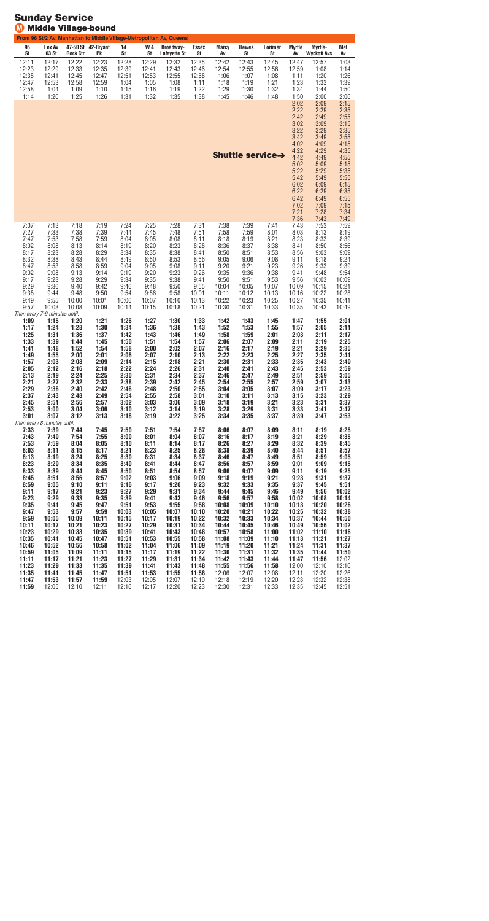# Sunday Service

## M Middle Village-bound

From 96 St/2 Av, Manhattan to Middle Village-Metropolitan Av, Queens

| 96 St | Lex Av 63 St | 47-50 St Rock Ctr | 42-Bryant Pk | 14 St | W 4 St | Broadway-Lafayette St | Essex St | Marcy Av | Hewes St | Lorimer St | Myrtle Av | Myrtle-Wyckoff Avs | Met Av |
|---|---|---|---|---|---|---|---|---|---|---|---|---|---|
| 12:11 | 12:17 | 12:22 | 12:23 | 12:28 | 12:29 | 12:32 | 12:35 | 12:42 | 12:43 | 12:45 | 12:47 | 12:57 | 1:03 |
| 12:23 | 12:29 | 12:33 | 12:35 | 12:39 | 12:41 | 12:43 | 12:46 | 12:54 | 12:55 | 12:56 | 12:59 | 1:08 | 1:14 |
| 12:35 | 12:41 | 12:45 | 12:47 | 12:51 | 12:53 | 12:55 | 12:58 | 1:06 | 1:07 | 1:08 | 1:11 | 1:20 | 1:26 |
| 12:47 | 12:53 | 12:58 | 12:59 | 1:04 | 1:05 | 1:08 | 1:11 | 1:18 | 1:19 | 1:21 | 1:23 | 1:33 | 1:39 |
| 12:58 | 1:04 | 1:09 | 1:10 | 1:15 | 1:16 | 1:19 | 1:22 | 1:29 | 1:30 | 1:32 | 1:34 | 1:44 | 1:50 |
| 1:14 | 1:20 | 1:25 | 1:26 | 1:31 | 1:32 | 1:35 | 1:38 | 1:45 | 1:46 | 1:48 | 1:50 | 2:00 | 2:06 |
| | | | | | | | | | | | 2:02 | 2:09 | 2:15 |
| | | | | | | | | | | | 2:22 | 2:29 | 2:35 |
| | | | | | | | | | | | 2:42 | 2:49 | 2:55 |
| | | | | | | | | | | | 3:02 | 3:09 | 3:15 |
| | | | | | | | | | | | 3:22 | 3:29 | 3:35 |
| | | | | | | | | | | | 3:42 | 3:49 | 3:55 |
| | | | | | | | | | | | 4:02 | 4:09 | 4:15 |
| | | | | | | | | | | | 4:22 | 4:29 | 4:35 |
| | | | | | | | | **Shuttle service→** | | | 4:42 | 4:49 | 4:55 |
| | | | | | | | | | | | 5:02 | 5:09 | 5:15 |
| | | | | | | | | | | | 5:22 | 5:29 | 5:35 |
| | | | | | | | | | | | 5:42 | 5:49 | 5:55 |
| | | | | | | | | | | | 6:02 | 6:09 | 6:15 |
| | | | | | | | | | | | 6:22 | 6:29 | 6:35 |
| | | | | | | | | | | | 6:42 | 6:49 | 6:55 |
| | | | | | | | | | | | 7:02 | 7:09 | 7:15 |
| | | | | | | | | | | | 7:21 | 7:28 | 7:34 |
| | | | | | | | | | | | 7:36 | 7:43 | 7:49 |
| 7:07 | 7:13 | 7:18 | 7:19 | 7:24 | 7:25 | 7:28 | 7:31 | 7:38 | 7:39 | 7:41 | 7:43 | 7:53 | 7:59 |
| 7:27 | 7:33 | 7:38 | 7:39 | 7:44 | 7:45 | 7:48 | 7:51 | 7:58 | 7:59 | 8:01 | 8:03 | 8:13 | 8:19 |
| 7:47 | 7:53 | 7:58 | 7:59 | 8:04 | 8:05 | 8:08 | 8:11 | 8:18 | 8:19 | 8:21 | 8:23 | 8:33 | 8:39 |
| 8:02 | 8:08 | 8:13 | 8:14 | 8:19 | 8:20 | 8:23 | 8:28 | 8:36 | 8:37 | 8:38 | 8:41 | 8:50 | 8:56 |
| 8:17 | 8:23 | 8:28 | 8:29 | 8:34 | 8:35 | 8:38 | 8:41 | 8:50 | 8:51 | 8:53 | 8:56 | 9:03 | 9:09 |
| 8:32 | 8:38 | 8:43 | 8:44 | 8:49 | 8:50 | 8:53 | 8:56 | 9:05 | 9:06 | 9:08 | 9:11 | 9:18 | 9:24 |
| 8:47 | 8:53 | 8:58 | 8:59 | 9:04 | 9:05 | 9:08 | 9:11 | 9:20 | 9:21 | 9:23 | 9:26 | 9:33 | 9:39 |
| 9:02 | 9:08 | 9:13 | 9:14 | 9:19 | 9:20 | 9:23 | 9:26 | 9:35 | 9:36 | 9:38 | 9:41 | 9:48 | 9:54 |
| 9:17 | 9:23 | 9:28 | 9:29 | 9:34 | 9:35 | 9:38 | 9:41 | 9:50 | 9:51 | 9:53 | 9:56 | 10:03 | 10:09 |
| 9:29 | 9:36 | 9:40 | 9:42 | 9:46 | 9:48 | 9:50 | 9:55 | 10:04 | 10:05 | 10:07 | 10:09 | 10:15 | 10:21 |
| 9:38 | 9:44 | 9:48 | 9:50 | 9:54 | 9:56 | 9:58 | 10:01 | 10:11 | 10:12 | 10:13 | 10:16 | 10:22 | 10:28 |
| 9:49 | 9:55 | 10:00 | 10:01 | 10:06 | 10:07 | 10:10 | 10:13 | 10:22 | 10:23 | 10:25 | 10:27 | 10:35 | 10:41 |
| 9:57 | 10:03 | 10:08 | 10:09 | 10:14 | 10:15 | 10:18 | 10:21 | 10:30 | 10:31 | 10:33 | 10:35 | 10:43 | 10:49 |
| *Then every 7-9 minutes until:* | | | | | | | | | | | | | |
| **1:09** | **1:15** | **1:20** | **1:21** | **1:26** | **1:27** | **1:30** | **1:33** | **1:42** | **1:43** | **1:45** | **1:47** | **1:55** | **2:01** |
| **1:17** | **1:24** | **1:28** | **1:30** | **1:34** | **1:36** | **1:38** | **1:43** | **1:52** | **1:53** | **1:55** | **1:57** | **2:05** | **2:11** |
| **1:25** | **1:31** | **1:36** | **1:37** | **1:42** | **1:43** | **1:46** | **1:49** | **1:58** | **1:59** | **2:01** | **2:03** | **2:11** | **2:17** |
| **1:33** | **1:39** | **1:44** | **1:45** | **1:50** | **1:51** | **1:54** | **1:57** | **2:06** | **2:07** | **2:09** | **2:11** | **2:19** | **2:25** |
| **1:41** | **1:48** | **1:52** | **1:54** | **1:58** | **2:00** | **2:02** | **2:07** | **2:16** | **2:17** | **2:19** | **2:21** | **2:29** | **2:35** |
| **1:49** | **1:55** | **2:00** | **2:01** | **2:06** | **2:07** | **2:10** | **2:13** | **2:22** | **2:23** | **2:25** | **2:27** | **2:35** | **2:41** |
| **1:57** | **2:03** | **2:08** | **2:09** | **2:14** | **2:15** | **2:18** | **2:21** | **2:30** | **2:31** | **2:33** | **2:35** | **2:43** | **2:49** |
| **2:05** | **2:12** | **2:16** | **2:18** | **2:22** | **2:24** | **2:26** | **2:31** | **2:40** | **2:41** | **2:43** | **2:45** | **2:53** | **2:59** |
| **2:13** | **2:19** | **2:24** | **2:25** | **2:30** | **2:31** | **2:34** | **2:37** | **2:46** | **2:47** | **2:49** | **2:51** | **2:59** | **3:05** |
| **2:21** | **2:27** | **2:32** | **2:33** | **2:38** | **2:39** | **2:42** | **2:45** | **2:54** | **2:55** | **2:57** | **2:59** | **3:07** | **3:13** |
| **2:29** | **2:36** | **2:40** | **2:42** | **2:46** | **2:48** | **2:50** | **2:55** | **3:04** | **3:05** | **3:07** | **3:09** | **3:17** | **3:23** |
| **2:37** | **2:43** | **2:48** | **2:49** | **2:54** | **2:55** | **2:58** | **3:01** | **3:10** | **3:11** | **3:13** | **3:15** | **3:23** | **3:29** |
| **2:45** | **2:51** | **2:56** | **2:57** | **3:02** | **3:03** | **3:06** | **3:09** | **3:18** | **3:19** | **3:21** | **3:23** | **3:31** | **3:37** |
| **2:53** | **3:00** | **3:04** | **3:06** | **3:10** | **3:12** | **3:14** | **3:19** | **3:28** | **3:29** | **3:31** | **3:33** | **3:41** | **3:47** |
| **3:01** | **3:07** | **3:12** | **3:13** | **3:18** | **3:19** | **3:22** | **3:25** | **3:34** | **3:35** | **3:37** | **3:39** | **3:47** | **3:53** |
| *Then every 8 minutes until:* | | | | | | | | | | | | | |
| **7:33** | **7:39** | **7:44** | **7:45** | **7:50** | **7:51** | **7:54** | **7:57** | **8:06** | **8:07** | **8:09** | **8:11** | **8:19** | **8:25** |
| **7:43** | **7:49** | **7:54** | **7:55** | **8:00** | **8:01** | **8:04** | **8:07** | **8:16** | **8:17** | **8:19** | **8:21** | **8:29** | **8:35** |
| **7:53** | **7:59** | **8:04** | **8:05** | **8:10** | **8:11** | **8:14** | **8:17** | **8:26** | **8:27** | **8:29** | **8:32** | **8:39** | **8:45** |
| **8:03** | **8:11** | **8:15** | **8:17** | **8:21** | **8:23** | **8:25** | **8:28** | **8:38** | **8:39** | **8:40** | **8:44** | **8:51** | **8:57** |
| **8:13** | **8:19** | **8:24** | **8:25** | **8:30** | **8:31** | **8:34** | **8:37** | **8:46** | **8:47** | **8:49** | **8:51** | **8:59** | **9:05** |
| **8:23** | **8:29** | **8:34** | **8:35** | **8:40** | **8:41** | **8:44** | **8:47** | **8:56** | **8:57** | **8:59** | **9:01** | **9:09** | **9:15** |
| **8:33** | **8:39** | **8:44** | **8:45** | **8:50** | **8:51** | **8:54** | **8:57** | **9:06** | **9:07** | **9:09** | **9:11** | **9:19** | **9:25** |
| **8:45** | **8:51** | **8:56** | **8:57** | **9:02** | **9:03** | **9:06** | **9:09** | **9:18** | **9:19** | **9:21** | **9:23** | **9:31** | **9:37** |
| **8:59** | **9:05** | **9:10** | **9:11** | **9:16** | **9:17** | **9:20** | **9:23** | **9:32** | **9:33** | **9:35** | **9:37** | **9:45** | **9:51** |
| **9:11** | **9:17** | **9:21** | **9:23** | **9:27** | **9:29** | **9:31** | **9:34** | **9:44** | **9:45** | **9:46** | **9:49** | **9:56** | **10:02** |
| **9:23** | **9:29** | **9:33** | **9:35** | **9:39** | **9:41** | **9:43** | **9:46** | **9:56** | **9:57** | **9:58** | **10:02** | **10:08** | **10:14** |
| **9:35** | **9:41** | **9:45** | **9:47** | **9:51** | **9:53** | **9:55** | **9:58** | **10:08** | **10:09** | **10:10** | **10:13** | **10:20** | **10:26** |
| **9:47** | **9:53** | **9:57** | **9:59** | **10:03** | **10:05** | **10:07** | **10:10** | **10:20** | **10:21** | **10:22** | **10:25** | **10:32** | **10:38** |
| **9:59** | **10:05** | **10:09** | **10:11** | **10:15** | **10:17** | **10:19** | **10:22** | **10:32** | **10:33** | **10:34** | **10:37** | **10:44** | **10:50** |
| **10:11** | **10:17** | **10:21** | **10:23** | **10:27** | **10:29** | **10:31** | **10:34** | **10:44** | **10:45** | **10:46** | **10:49** | **10:56** | **11:02** |
| **10:23** | **10:29** | **10:33** | **10:35** | **10:39** | **10:41** | **10:43** | **10:48** | **10:57** | **10:58** | **11:00** | **11:02** | **11:10** | **11:16** |
| **10:35** | **10:41** | **10:45** | **10:47** | **10:51** | **10:53** | **10:55** | **10:58** | **11:08** | **11:09** | **11:10** | **11:13** | **11:21** | **11:27** |
| **10:46** | **10:52** | **10:56** | **10:58** | **11:02** | **11:04** | **11:06** | **11:09** | **11:19** | **11:20** | **11:21** | **11:24** | **11:31** | **11:37** |
| **10:59** | **11:05** | **11:09** | **11:11** | **11:15** | **11:17** | **11:19** | **11:22** | **11:30** | **11:31** | **11:32** | **11:35** | **11:44** | **11:50** |
| **11:11** | **11:17** | **11:21** | **11:23** | **11:27** | **11:29** | **11:31** | **11:34** | **11:42** | **11:43** | **11:44** | **11:47** | **11:56** | 12:02 |
| **11:23** | **11:29** | **11:33** | **11:35** | **11:39** | **11:41** | **11:43** | **11:48** | **11:55** | **11:56** | **11:58** | 12:00 | 12:10 | 12:16 |
| **11:35** | **11:41** | **11:45** | **11:47** | **11:51** | **11:53** | **11:55** | **11:58** | 12:06 | 12:07 | 12:08 | 12:11 | 12:20 | 12:26 |
| **11:47** | **11:53** | **11:57** | **11:59** | 12:03 | 12:05 | 12:07 | 12:10 | 12:18 | 12:19 | 12:20 | 12:23 | 12:32 | 12:38 |
| **11:59** | 12:05 | 12:10 | 12:11 | 12:16 | 12:17 | 12:20 | 12:23 | 12:30 | 12:31 | 12:33 | 12:35 | 12:45 | 12:51 |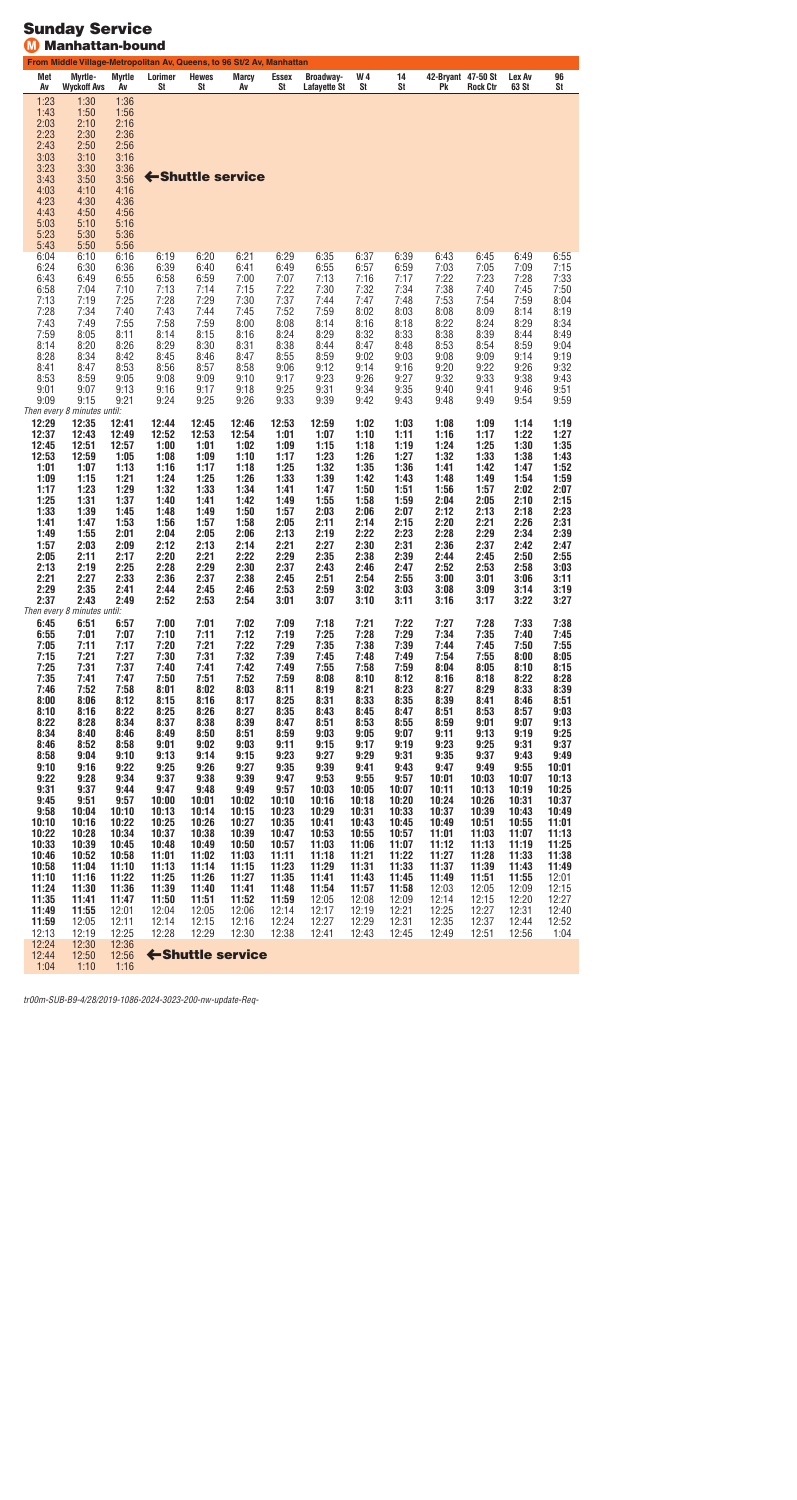# Sunday Service

## M Manhattan-bound

From Middle Village-Metropolitan Av, Queens, to 96 St/2 Av, Manhattan

| Met Av | Myrtle-Wyckoff Avs | Myrtle Av | Lorimer St | Hewes St | Marcy Av | Essex St | Broadway-Lafayette St | W 4 St | 14 St | 42-Bryant Pk | 47-50 St Rock Ctr | Lex Av 63 St | 96 St |
|---|---|---|---|---|---|---|---|---|---|---|---|---|---|
| 1:23 | 1:30 | 1:36 | ←Shuttle service | | | | | | | | | | |
| 1:43 | 1:50 | 1:56 | | | | | | | | | | | |
| 2:03 | 2:10 | 2:16 | | | | | | | | | | | |
| 2:23 | 2:30 | 2:36 | | | | | | | | | | | |
| 2:43 | 2:50 | 2:56 | | | | | | | | | | | |
| 3:03 | 3:10 | 3:16 | | | | | | | | | | | |
| 3:23 | 3:30 | 3:36 | | | | | | | | | | | |
| 3:43 | 3:50 | 3:56 | | | | | | | | | | | |
| 4:03 | 4:10 | 4:16 | | | | | | | | | | | |
| 4:23 | 4:30 | 4:36 | | | | | | | | | | | |
| 4:43 | 4:50 | 4:56 | | | | | | | | | | | |
| 5:03 | 5:10 | 5:16 | | | | | | | | | | | |
| 5:23 | 5:30 | 5:36 | | | | | | | | | | | |
| 5:43 | 5:50 | 5:56 | | | | | | | | | | | |
| 6:04 | 6:10 | 6:16 | 6:19 | 6:20 | 6:21 | 6:29 | 6:35 | 6:37 | 6:39 | 6:43 | 6:45 | 6:49 | 6:55 |
| 6:24 | 6:30 | 6:36 | 6:39 | 6:40 | 6:41 | 6:49 | 6:55 | 6:57 | 6:59 | 7:03 | 7:05 | 7:09 | 7:15 |
| 6:43 | 6:49 | 6:55 | 6:58 | 6:59 | 7:00 | 7:07 | 7:13 | 7:16 | 7:17 | 7:22 | 7:23 | 7:28 | 7:33 |
| 6:58 | 7:04 | 7:10 | 7:13 | 7:14 | 7:15 | 7:22 | 7:30 | 7:32 | 7:34 | 7:38 | 7:40 | 7:45 | 7:50 |
| 7:13 | 7:19 | 7:25 | 7:28 | 7:29 | 7:30 | 7:37 | 7:44 | 7:47 | 7:48 | 7:53 | 7:54 | 7:59 | 8:04 |
| 7:28 | 7:34 | 7:40 | 7:43 | 7:44 | 7:45 | 7:52 | 7:59 | 8:02 | 8:03 | 8:08 | 8:09 | 8:14 | 8:19 |
| 7:43 | 7:49 | 7:55 | 7:58 | 7:59 | 8:00 | 8:08 | 8:14 | 8:16 | 8:18 | 8:22 | 8:24 | 8:29 | 8:34 |
| 7:59 | 8:05 | 8:11 | 8:14 | 8:15 | 8:16 | 8:24 | 8:29 | 8:32 | 8:33 | 8:38 | 8:39 | 8:44 | 8:49 |
| 8:14 | 8:20 | 8:26 | 8:29 | 8:30 | 8:31 | 8:38 | 8:44 | 8:47 | 8:48 | 8:53 | 8:54 | 8:59 | 9:04 |
| 8:28 | 8:34 | 8:42 | 8:45 | 8:46 | 8:47 | 8:55 | 8:59 | 9:02 | 9:03 | 9:08 | 9:09 | 9:14 | 9:19 |
| 8:41 | 8:47 | 8:53 | 8:56 | 8:57 | 8:58 | 9:06 | 9:12 | 9:14 | 9:16 | 9:20 | 9:22 | 9:26 | 9:32 |
| 8:53 | 8:59 | 9:05 | 9:08 | 9:09 | 9:10 | 9:17 | 9:23 | 9:26 | 9:27 | 9:32 | 9:33 | 9:38 | 9:43 |
| 9:01 | 9:07 | 9:13 | 9:16 | 9:17 | 9:18 | 9:25 | 9:31 | 9:34 | 9:35 | 9:40 | 9:41 | 9:46 | 9:51 |
| 9:09 | 9:15 | 9:21 | 9:24 | 9:25 | 9:26 | 9:33 | 9:39 | 9:42 | 9:43 | 9:48 | 9:49 | 9:54 | 9:59 |
| *Then every 8 minutes until:* | | | | | | | | | | | | | |
| 12:29 | 12:35 | 12:41 | 12:44 | 12:45 | 12:46 | 12:53 | 12:59 | 1:02 | 1:03 | 1:08 | 1:09 | 1:14 | 1:19 |
| 12:37 | 12:43 | 12:49 | 12:52 | 12:53 | 12:54 | 1:01 | 1:07 | 1:10 | 1:11 | 1:16 | 1:17 | 1:22 | 1:27 |
| 12:45 | 12:51 | 12:57 | 1:00 | 1:01 | 1:02 | 1:09 | 1:15 | 1:18 | 1:19 | 1:24 | 1:25 | 1:30 | 1:35 |
| 12:53 | 12:59 | 1:05 | 1:08 | 1:09 | 1:10 | 1:17 | 1:23 | 1:26 | 1:27 | 1:32 | 1:33 | 1:38 | 1:43 |
| 1:01 | 1:07 | 1:13 | 1:16 | 1:17 | 1:18 | 1:25 | 1:32 | 1:35 | 1:36 | 1:41 | 1:42 | 1:47 | 1:52 |
| 1:09 | 1:15 | 1:21 | 1:24 | 1:25 | 1:26 | 1:33 | 1:39 | 1:42 | 1:43 | 1:48 | 1:49 | 1:54 | 1:59 |
| 1:17 | 1:23 | 1:29 | 1:32 | 1:33 | 1:34 | 1:41 | 1:47 | 1:50 | 1:51 | 1:56 | 1:57 | 2:02 | 2:07 |
| 1:25 | 1:31 | 1:37 | 1:40 | 1:41 | 1:42 | 1:49 | 1:55 | 1:58 | 1:59 | 2:04 | 2:05 | 2:10 | 2:15 |
| 1:33 | 1:39 | 1:45 | 1:48 | 1:49 | 1:50 | 1:57 | 2:03 | 2:06 | 2:07 | 2:12 | 2:13 | 2:18 | 2:23 |
| 1:41 | 1:47 | 1:53 | 1:56 | 1:57 | 1:58 | 2:05 | 2:11 | 2:14 | 2:15 | 2:20 | 2:21 | 2:26 | 2:31 |
| 1:49 | 1:55 | 2:01 | 2:04 | 2:05 | 2:06 | 2:13 | 2:19 | 2:22 | 2:23 | 2:28 | 2:29 | 2:34 | 2:39 |
| 1:57 | 2:03 | 2:09 | 2:12 | 2:13 | 2:14 | 2:21 | 2:27 | 2:30 | 2:31 | 2:36 | 2:37 | 2:42 | 2:47 |
| 2:05 | 2:11 | 2:17 | 2:20 | 2:21 | 2:22 | 2:29 | 2:35 | 2:38 | 2:39 | 2:44 | 2:45 | 2:50 | 2:55 |
| 2:13 | 2:19 | 2:25 | 2:28 | 2:29 | 2:30 | 2:37 | 2:43 | 2:46 | 2:47 | 2:52 | 2:53 | 2:58 | 3:03 |
| 2:21 | 2:27 | 2:33 | 2:36 | 2:37 | 2:38 | 2:45 | 2:51 | 2:54 | 2:55 | 3:00 | 3:01 | 3:06 | 3:11 |
| 2:29 | 2:35 | 2:41 | 2:44 | 2:45 | 2:46 | 2:53 | 2:59 | 3:02 | 3:03 | 3:08 | 3:09 | 3:14 | 3:19 |
| 2:37 | 2:43 | 2:49 | 2:52 | 2:53 | 2:54 | 3:01 | 3:07 | 3:10 | 3:11 | 3:16 | 3:17 | 3:22 | 3:27 |
| *Then every 8 minutes until:* | | | | | | | | | | | | | |
| 6:45 | 6:51 | 6:57 | 7:00 | 7:01 | 7:02 | 7:09 | 7:18 | 7:21 | 7:22 | 7:27 | 7:28 | 7:33 | 7:38 |
| 6:55 | 7:01 | 7:07 | 7:10 | 7:11 | 7:12 | 7:19 | 7:25 | 7:28 | 7:29 | 7:34 | 7:35 | 7:40 | 7:45 |
| 7:05 | 7:11 | 7:17 | 7:20 | 7:21 | 7:22 | 7:29 | 7:35 | 7:38 | 7:39 | 7:44 | 7:45 | 7:50 | 7:55 |
| 7:15 | 7:21 | 7:27 | 7:30 | 7:31 | 7:32 | 7:39 | 7:45 | 7:48 | 7:49 | 7:54 | 7:55 | 8:00 | 8:05 |
| 7:25 | 7:31 | 7:37 | 7:40 | 7:41 | 7:42 | 7:49 | 7:55 | 7:58 | 7:59 | 8:04 | 8:05 | 8:10 | 8:15 |
| 7:35 | 7:41 | 7:47 | 7:50 | 7:51 | 7:52 | 7:59 | 8:08 | 8:10 | 8:12 | 8:16 | 8:18 | 8:22 | 8:28 |
| 7:46 | 7:52 | 7:58 | 8:01 | 8:02 | 8:03 | 8:11 | 8:19 | 8:21 | 8:23 | 8:27 | 8:29 | 8:33 | 8:39 |
| 8:00 | 8:06 | 8:12 | 8:15 | 8:16 | 8:17 | 8:25 | 8:31 | 8:33 | 8:35 | 8:39 | 8:41 | 8:46 | 8:51 |
| 8:10 | 8:16 | 8:22 | 8:25 | 8:26 | 8:27 | 8:35 | 8:43 | 8:45 | 8:47 | 8:51 | 8:53 | 8:57 | 9:03 |
| 8:22 | 8:28 | 8:34 | 8:37 | 8:38 | 8:39 | 8:47 | 8:51 | 8:53 | 8:55 | 8:59 | 9:01 | 9:07 | 9:13 |
| 8:34 | 8:40 | 8:46 | 8:49 | 8:50 | 8:51 | 8:59 | 9:03 | 9:05 | 9:07 | 9:11 | 9:13 | 9:19 | 9:25 |
| 8:46 | 8:52 | 8:58 | 9:01 | 9:02 | 9:03 | 9:11 | 9:15 | 9:17 | 9:19 | 9:23 | 9:25 | 9:31 | 9:37 |
| 8:58 | 9:04 | 9:10 | 9:13 | 9:14 | 9:15 | 9:23 | 9:27 | 9:29 | 9:31 | 9:35 | 9:37 | 9:43 | 9:49 |
| 9:10 | 9:16 | 9:22 | 9:25 | 9:26 | 9:27 | 9:35 | 9:39 | 9:41 | 9:43 | 9:47 | 9:49 | 9:55 | 10:01 |
| 9:22 | 9:28 | 9:34 | 9:37 | 9:38 | 9:39 | 9:47 | 9:53 | 9:55 | 9:57 | 10:01 | 10:03 | 10:07 | 10:13 |
| 9:31 | 9:37 | 9:44 | 9:47 | 9:48 | 9:49 | 9:57 | 10:03 | 10:05 | 10:07 | 10:11 | 10:13 | 10:19 | 10:25 |
| 9:45 | 9:51 | 9:57 | 10:00 | 10:01 | 10:02 | 10:10 | 10:16 | 10:18 | 10:20 | 10:24 | 10:26 | 10:31 | 10:37 |
| 9:58 | 10:04 | 10:10 | 10:13 | 10:14 | 10:15 | 10:23 | 10:29 | 10:31 | 10:33 | 10:37 | 10:39 | 10:43 | 10:49 |
| 10:10 | 10:16 | 10:22 | 10:25 | 10:26 | 10:27 | 10:35 | 10:41 | 10:43 | 10:45 | 10:49 | 10:51 | 10:55 | 11:01 |
| 10:22 | 10:28 | 10:34 | 10:37 | 10:38 | 10:39 | 10:47 | 10:53 | 10:55 | 10:57 | 11:01 | 11:03 | 11:07 | 11:13 |
| 10:33 | 10:39 | 10:45 | 10:48 | 10:49 | 10:50 | 10:57 | 11:03 | 11:06 | 11:07 | 11:12 | 11:13 | 11:19 | 11:25 |
| 10:46 | 10:52 | 10:58 | 11:01 | 11:02 | 11:03 | 11:11 | 11:18 | 11:21 | 11:22 | 11:27 | 11:28 | 11:33 | 11:38 |
| 10:58 | 11:04 | 11:10 | 11:13 | 11:14 | 11:15 | 11:23 | 11:29 | 11:31 | 11:33 | 11:37 | 11:39 | 11:43 | 11:49 |
| 11:10 | 11:16 | 11:22 | 11:25 | 11:26 | 11:27 | 11:35 | 11:41 | 11:43 | 11:45 | 11:49 | 11:51 | 11:55 | 12:01 |
| 11:24 | 11:30 | 11:36 | 11:39 | 11:40 | 11:41 | 11:48 | 11:54 | 11:57 | 11:58 | 12:03 | 12:05 | 12:09 | 12:15 |
| 11:35 | 11:41 | 11:47 | 11:50 | 11:51 | 11:52 | 11:59 | 12:05 | 12:08 | 12:09 | 12:14 | 12:15 | 12:20 | 12:27 |
| 11:49 | 11:55 | 12:01 | 12:04 | 12:05 | 12:06 | 12:14 | 12:17 | 12:19 | 12:21 | 12:25 | 12:27 | 12:31 | 12:40 |
| 11:59 | 12:05 | 12:11 | 12:14 | 12:15 | 12:16 | 12:24 | 12:27 | 12:29 | 12:31 | 12:35 | 12:37 | 12:44 | 12:52 |
| 12:13 | 12:19 | 12:25 | 12:28 | 12:29 | 12:30 | 12:38 | 12:41 | 12:43 | 12:45 | 12:49 | 12:51 | 12:56 | 1:04 |
| 12:24 | 12:30 | 12:36 | ←Shuttle service | | | | | | | | | | |
| 12:44 | 12:50 | 12:56 | | | | | | | | | | | |
| 1:04 | 1:10 | 1:16 | | | | | | | | | | | |

tr00m-SUB-B9-4/28/2019-1086-2024-3023-200-nw-update-Req-